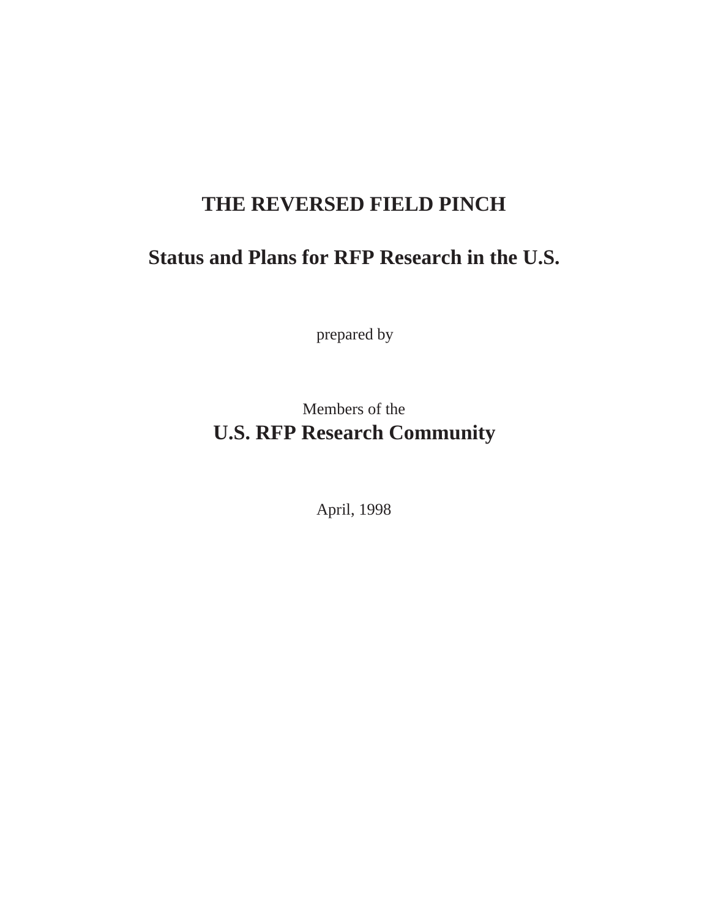# THE REVERSED FIELD PINCH

## Status and Plans for RFP Research in the U.S.

prepared by

Members of the

**U.S. RFP Research Community**

April, 1998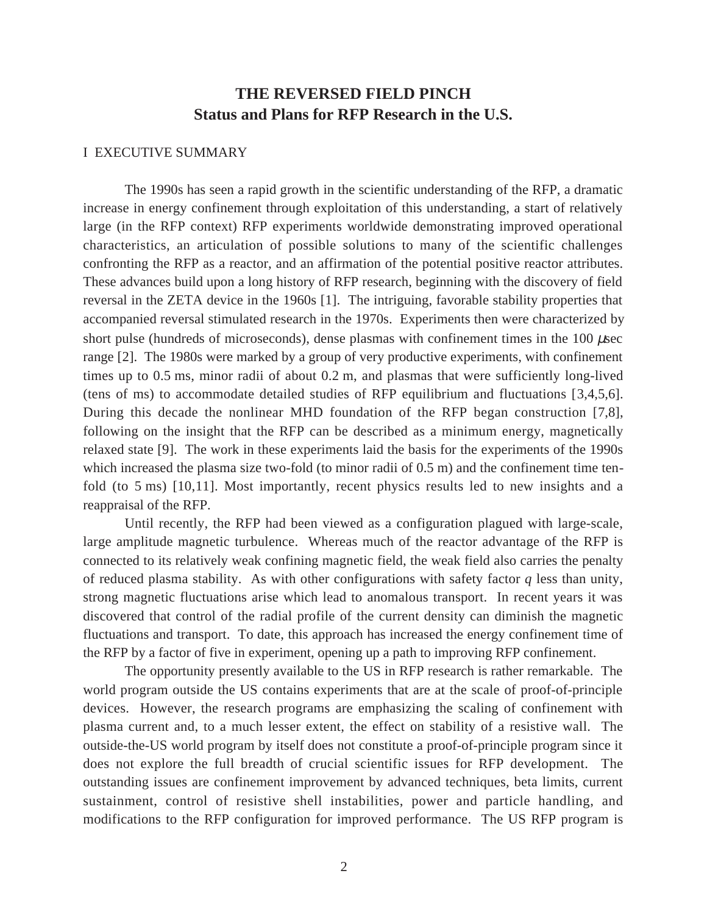# THE REVERSED FIELD PINCH
## Status and Plans for RFP Research in the U.S.

## I EXECUTIVE SUMMARY

The 1990s has seen a rapid growth in the scientific understanding of the RFP, a dramatic increase in energy confinement through exploitation of this understanding, a start of relatively large (in the RFP context) RFP experiments worldwide demonstrating improved operational characteristics, an articulation of possible solutions to many of the scientific challenges confronting the RFP as a reactor, and an affirmation of the potential positive reactor attributes. These advances build upon a long history of RFP research, beginning with the discovery of field reversal in the ZETA device in the 1960s [1]. The intriguing, favorable stability properties that accompanied reversal stimulated research in the 1970s. Experiments then were characterized by short pulse (hundreds of microseconds), dense plasmas with confinement times in the 100 $\mu$sec range [2]. The 1980s were marked by a group of very productive experiments, with confinement times up to 0.5 ms, minor radii of about 0.2 m, and plasmas that were sufficiently long-lived (tens of ms) to accommodate detailed studies of RFP equilibrium and fluctuations [3,4,5,6]. During this decade the nonlinear MHD foundation of the RFP began construction [7,8], following on the insight that the RFP can be described as a minimum energy, magnetically relaxed state [9]. The work in these experiments laid the basis for the experiments of the 1990s which increased the plasma size two-fold (to minor radii of 0.5 m) and the confinement time ten-fold (to 5 ms) [10,11]. Most importantly, recent physics results led to new insights and a reappraisal of the RFP.

Until recently, the RFP had been viewed as a configuration plagued with large-scale, large amplitude magnetic turbulence. Whereas much of the reactor advantage of the RFP is connected to its relatively weak confining magnetic field, the weak field also carries the penalty of reduced plasma stability. As with other configurations with safety factor $q$ less than unity, strong magnetic fluctuations arise which lead to anomalous transport. In recent years it was discovered that control of the radial profile of the current density can diminish the magnetic fluctuations and transport. To date, this approach has increased the energy confinement time of the RFP by a factor of five in experiment, opening up a path to improving RFP confinement.

The opportunity presently available to the US in RFP research is rather remarkable. The world program outside the US contains experiments that are at the scale of proof-of-principle devices. However, the research programs are emphasizing the scaling of confinement with plasma current and, to a much lesser extent, the effect on stability of a resistive wall. The outside-the-US world program by itself does not constitute a proof-of-principle program since it does not explore the full breadth of crucial scientific issues for RFP development. The outstanding issues are confinement improvement by advanced techniques, beta limits, current sustainment, control of resistive shell instabilities, power and particle handling, and modifications to the RFP configuration for improved performance. The US RFP program is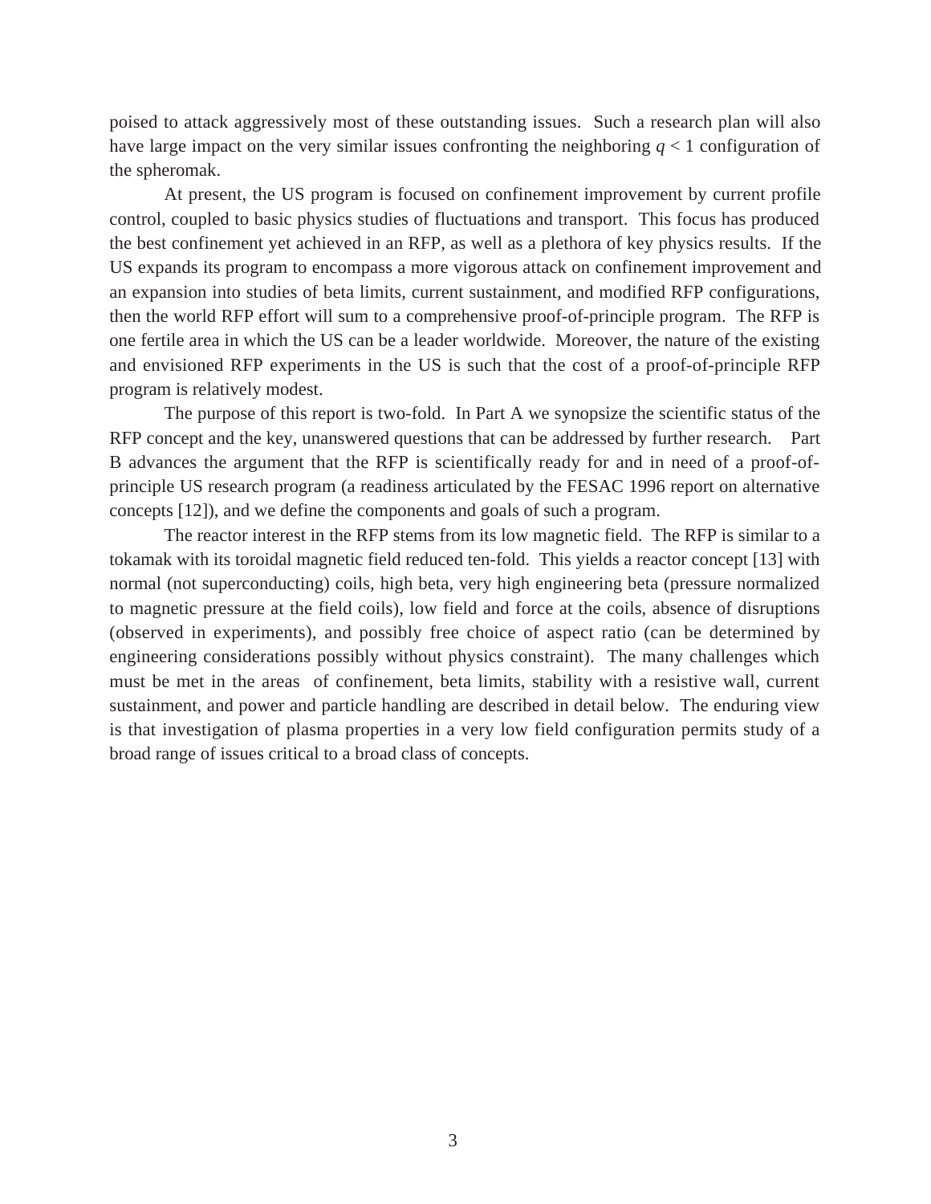poised to attack aggressively most of these outstanding issues. Such a research plan will also have large impact on the very similar issues confronting the neighboring $q < 1$ configuration of the spheromak.

At present, the US program is focused on confinement improvement by current profile control, coupled to basic physics studies of fluctuations and transport. This focus has produced the best confinement yet achieved in an RFP, as well as a plethora of key physics results. If the US expands its program to encompass a more vigorous attack on confinement improvement and an expansion into studies of beta limits, current sustainment, and modified RFP configurations, then the world RFP effort will sum to a comprehensive proof-of-principle program. The RFP is one fertile area in which the US can be a leader worldwide. Moreover, the nature of the existing and envisioned RFP experiments in the US is such that the cost of a proof-of-principle RFP program is relatively modest.

The purpose of this report is two-fold. In Part A we synopsize the scientific status of the RFP concept and the key, unanswered questions that can be addressed by further research. Part B advances the argument that the RFP is scientifically ready for and in need of a proof-of-principle US research program (a readiness articulated by the FESAC 1996 report on alternative concepts [12]), and we define the components and goals of such a program.

The reactor interest in the RFP stems from its low magnetic field. The RFP is similar to a tokamak with its toroidal magnetic field reduced ten-fold. This yields a reactor concept [13] with normal (not superconducting) coils, high beta, very high engineering beta (pressure normalized to magnetic pressure at the field coils), low field and force at the coils, absence of disruptions (observed in experiments), and possibly free choice of aspect ratio (can be determined by engineering considerations possibly without physics constraint). The many challenges which must be met in the areas of confinement, beta limits, stability with a resistive wall, current sustainment, and power and particle handling are described in detail below. The enduring view is that investigation of plasma properties in a very low field configuration permits study of a broad range of issues critical to a broad class of concepts.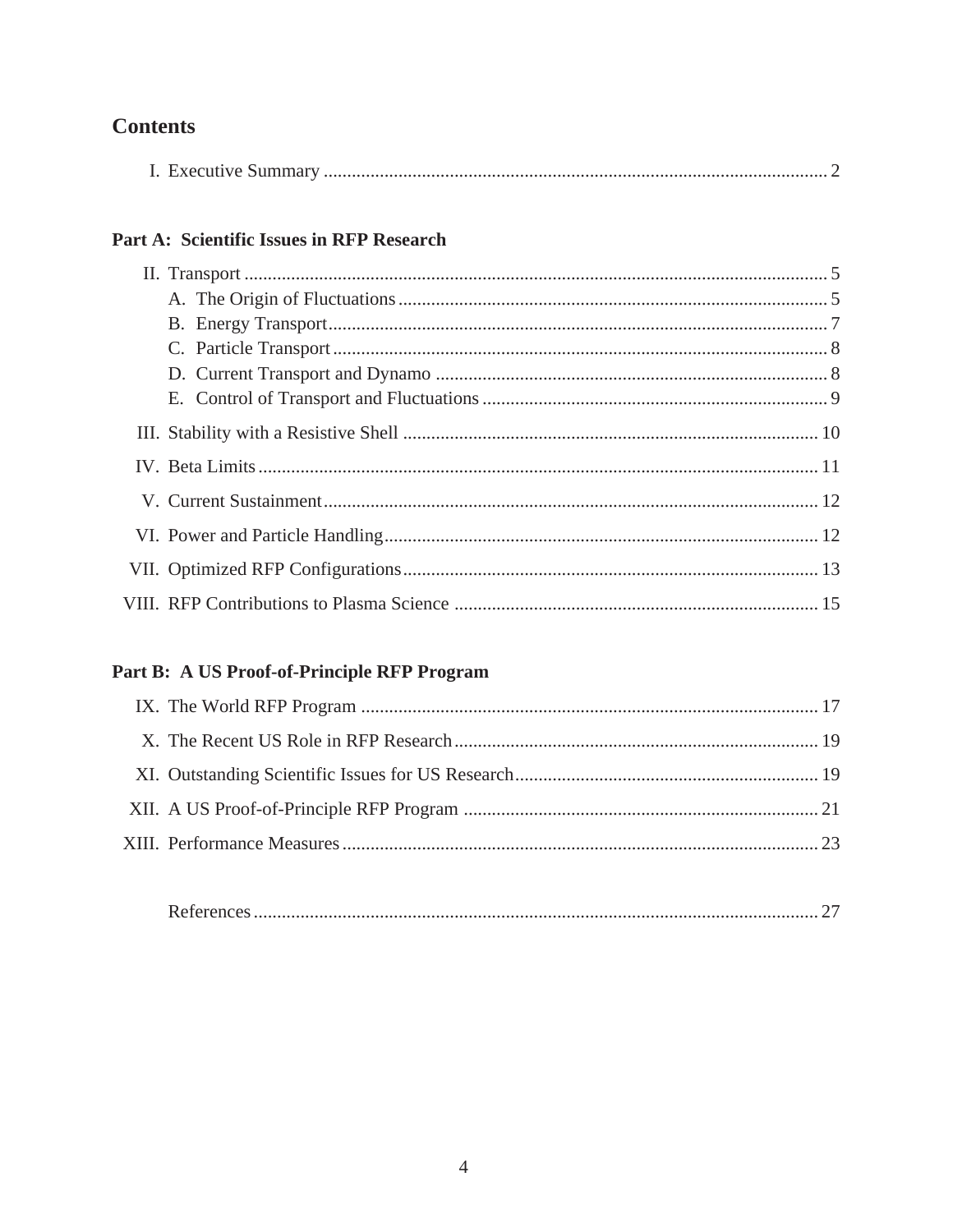## Contents

I. Executive Summary ........................................................................................................... 2

### Part A: Scientific Issues in RFP Research

II. Transport ........................................................................................................................... 5
- A. The Origin of Fluctuations ........................................................................................... 5
- B. Energy Transport.......................................................................................................... 7
- C. Particle Transport ......................................................................................................... 8
- D. Current Transport and Dynamo ................................................................................... 8
- E. Control of Transport and Fluctuations ......................................................................... 9

III. Stability with a Resistive Shell ....................................................................................... 10

IV. Beta Limits ...................................................................................................................... 11

V. Current Sustainment......................................................................................................... 12

VI. Power and Particle Handling............................................................................................ 12

VII. Optimized RFP Configurations ....................................................................................... 13

VIII. RFP Contributions to Plasma Science ............................................................................ 15

### Part B: A US Proof-of-Principle RFP Program

IX. The World RFP Program ................................................................................................. 17

X. The Recent US Role in RFP Research ............................................................................. 19

XI. Outstanding Scientific Issues for US Research................................................................ 19

XII. A US Proof-of-Principle RFP Program ........................................................................... 21

XIII. Performance Measures ..................................................................................................... 23

References ........................................................................................................................... 27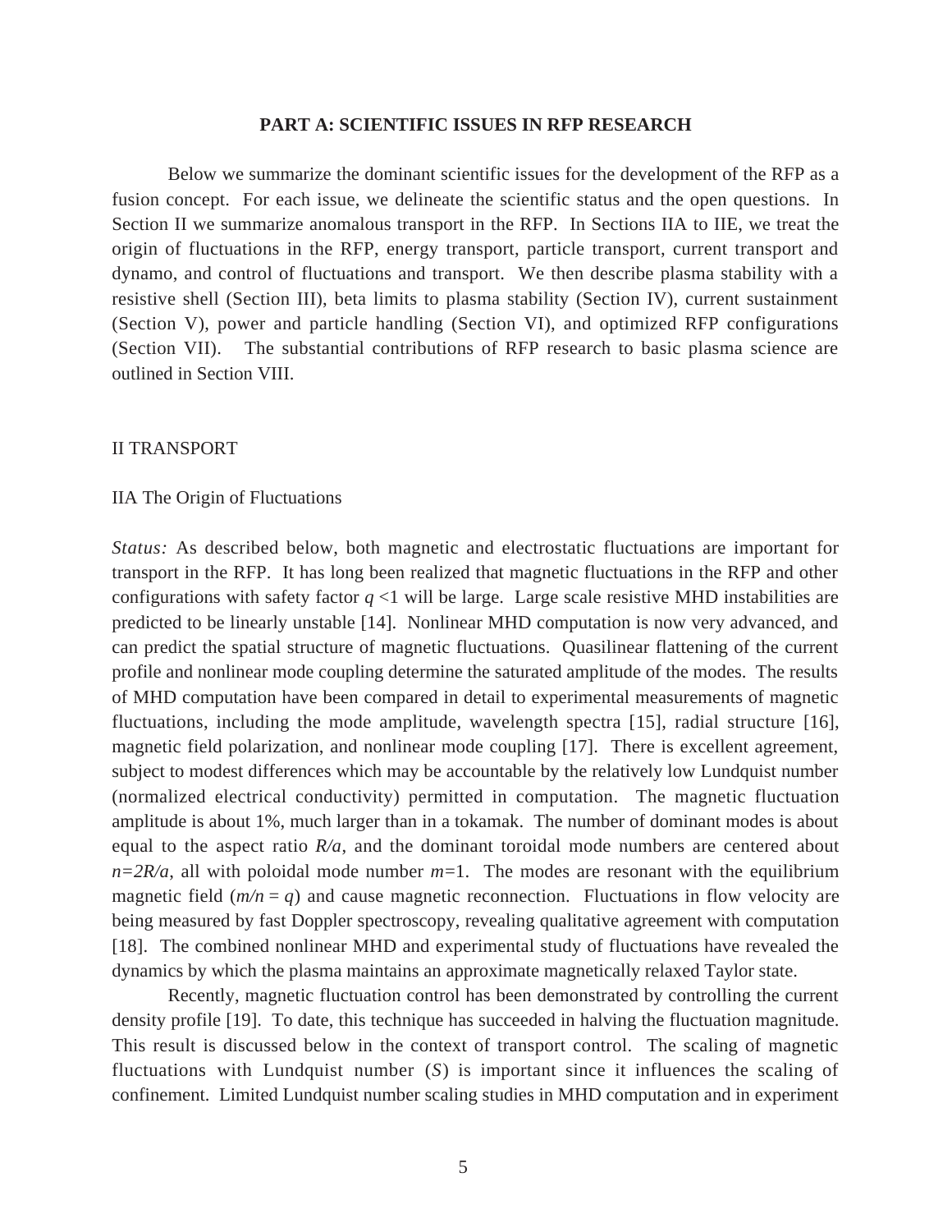## PART A: SCIENTIFIC ISSUES IN RFP RESEARCH

Below we summarize the dominant scientific issues for the development of the RFP as a fusion concept. For each issue, we delineate the scientific status and the open questions. In Section II we summarize anomalous transport in the RFP. In Sections IIA to IIE, we treat the origin of fluctuations in the RFP, energy transport, particle transport, current transport and dynamo, and control of fluctuations and transport. We then describe plasma stability with a resistive shell (Section III), beta limits to plasma stability (Section IV), current sustainment (Section V), power and particle handling (Section VI), and optimized RFP configurations (Section VII). The substantial contributions of RFP research to basic plasma science are outlined in Section VIII.

### II TRANSPORT

#### IIA The Origin of Fluctuations

*Status:* As described below, both magnetic and electrostatic fluctuations are important for transport in the RFP. It has long been realized that magnetic fluctuations in the RFP and other configurations with safety factor $q < 1$ will be large. Large scale resistive MHD instabilities are predicted to be linearly unstable [14]. Nonlinear MHD computation is now very advanced, and can predict the spatial structure of magnetic fluctuations. Quasilinear flattening of the current profile and nonlinear mode coupling determine the saturated amplitude of the modes. The results of MHD computation have been compared in detail to experimental measurements of magnetic fluctuations, including the mode amplitude, wavelength spectra [15], radial structure [16], magnetic field polarization, and nonlinear mode coupling [17]. There is excellent agreement, subject to modest differences which may be accountable by the relatively low Lundquist number (normalized electrical conductivity) permitted in computation. The magnetic fluctuation amplitude is about 1%, much larger than in a tokamak. The number of dominant modes is about equal to the aspect ratio $R/a$, and the dominant toroidal mode numbers are centered about $n=2R/a$, all with poloidal mode number $m=1$. The modes are resonant with the equilibrium magnetic field ($m/n = q$) and cause magnetic reconnection. Fluctuations in flow velocity are being measured by fast Doppler spectroscopy, revealing qualitative agreement with computation [18]. The combined nonlinear MHD and experimental study of fluctuations have revealed the dynamics by which the plasma maintains an approximate magnetically relaxed Taylor state.

Recently, magnetic fluctuation control has been demonstrated by controlling the current density profile [19]. To date, this technique has succeeded in halving the fluctuation magnitude. This result is discussed below in the context of transport control. The scaling of magnetic fluctuations with Lundquist number ($S$) is important since it influences the scaling of confinement. Limited Lundquist number scaling studies in MHD computation and in experiment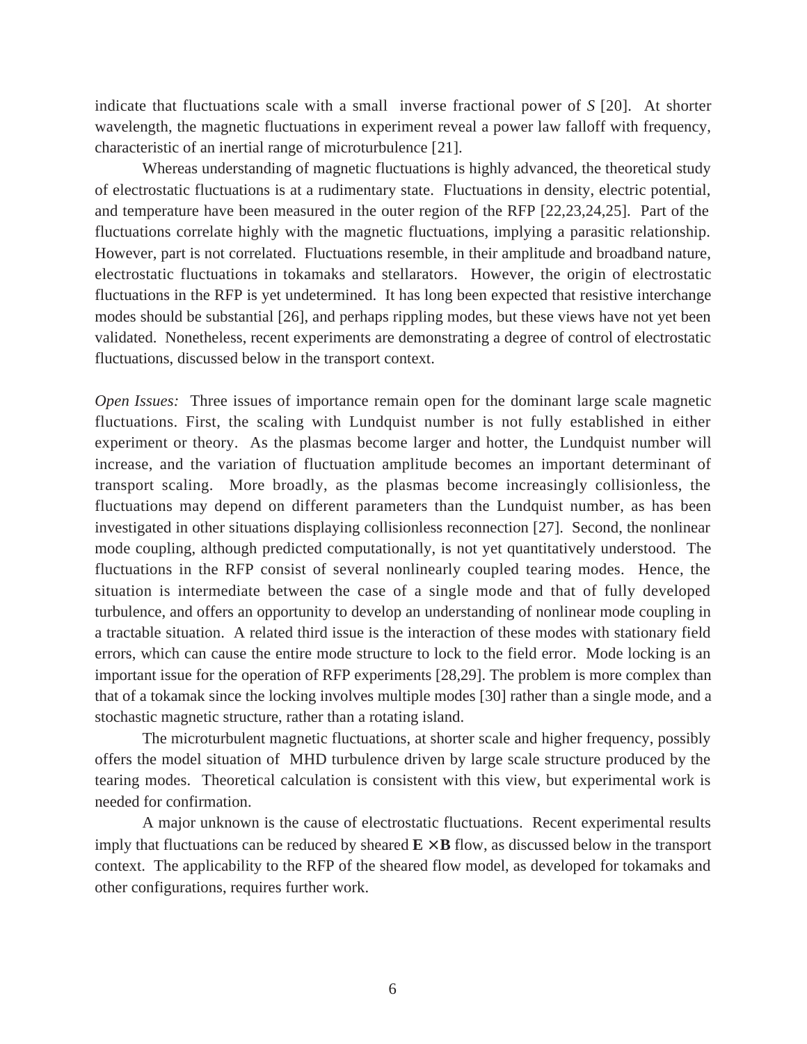indicate that fluctuations scale with a small inverse fractional power of $S$ [20]. At shorter wavelength, the magnetic fluctuations in experiment reveal a power law falloff with frequency, characteristic of an inertial range of microturbulence [21].

Whereas understanding of magnetic fluctuations is highly advanced, the theoretical study of electrostatic fluctuations is at a rudimentary state. Fluctuations in density, electric potential, and temperature have been measured in the outer region of the RFP [22,23,24,25]. Part of the fluctuations correlate highly with the magnetic fluctuations, implying a parasitic relationship. However, part is not correlated. Fluctuations resemble, in their amplitude and broadband nature, electrostatic fluctuations in tokamaks and stellarators. However, the origin of electrostatic fluctuations in the RFP is yet undetermined. It has long been expected that resistive interchange modes should be substantial [26], and perhaps rippling modes, but these views have not yet been validated. Nonetheless, recent experiments are demonstrating a degree of control of electrostatic fluctuations, discussed below in the transport context.

*Open Issues:* Three issues of importance remain open for the dominant large scale magnetic fluctuations. First, the scaling with Lundquist number is not fully established in either experiment or theory. As the plasmas become larger and hotter, the Lundquist number will increase, and the variation of fluctuation amplitude becomes an important determinant of transport scaling. More broadly, as the plasmas become increasingly collisionless, the fluctuations may depend on different parameters than the Lundquist number, as has been investigated in other situations displaying collisionless reconnection [27]. Second, the nonlinear mode coupling, although predicted computationally, is not yet quantitatively understood. The fluctuations in the RFP consist of several nonlinearly coupled tearing modes. Hence, the situation is intermediate between the case of a single mode and that of fully developed turbulence, and offers an opportunity to develop an understanding of nonlinear mode coupling in a tractable situation. A related third issue is the interaction of these modes with stationary field errors, which can cause the entire mode structure to lock to the field error. Mode locking is an important issue for the operation of RFP experiments [28,29]. The problem is more complex than that of a tokamak since the locking involves multiple modes [30] rather than a single mode, and a stochastic magnetic structure, rather than a rotating island.

The microturbulent magnetic fluctuations, at shorter scale and higher frequency, possibly offers the model situation of MHD turbulence driven by large scale structure produced by the tearing modes. Theoretical calculation is consistent with this view, but experimental work is needed for confirmation.

A major unknown is the cause of electrostatic fluctuations. Recent experimental results imply that fluctuations can be reduced by sheared $\mathbf{E} \times \mathbf{B}$ flow, as discussed below in the transport context. The applicability to the RFP of the sheared flow model, as developed for tokamaks and other configurations, requires further work.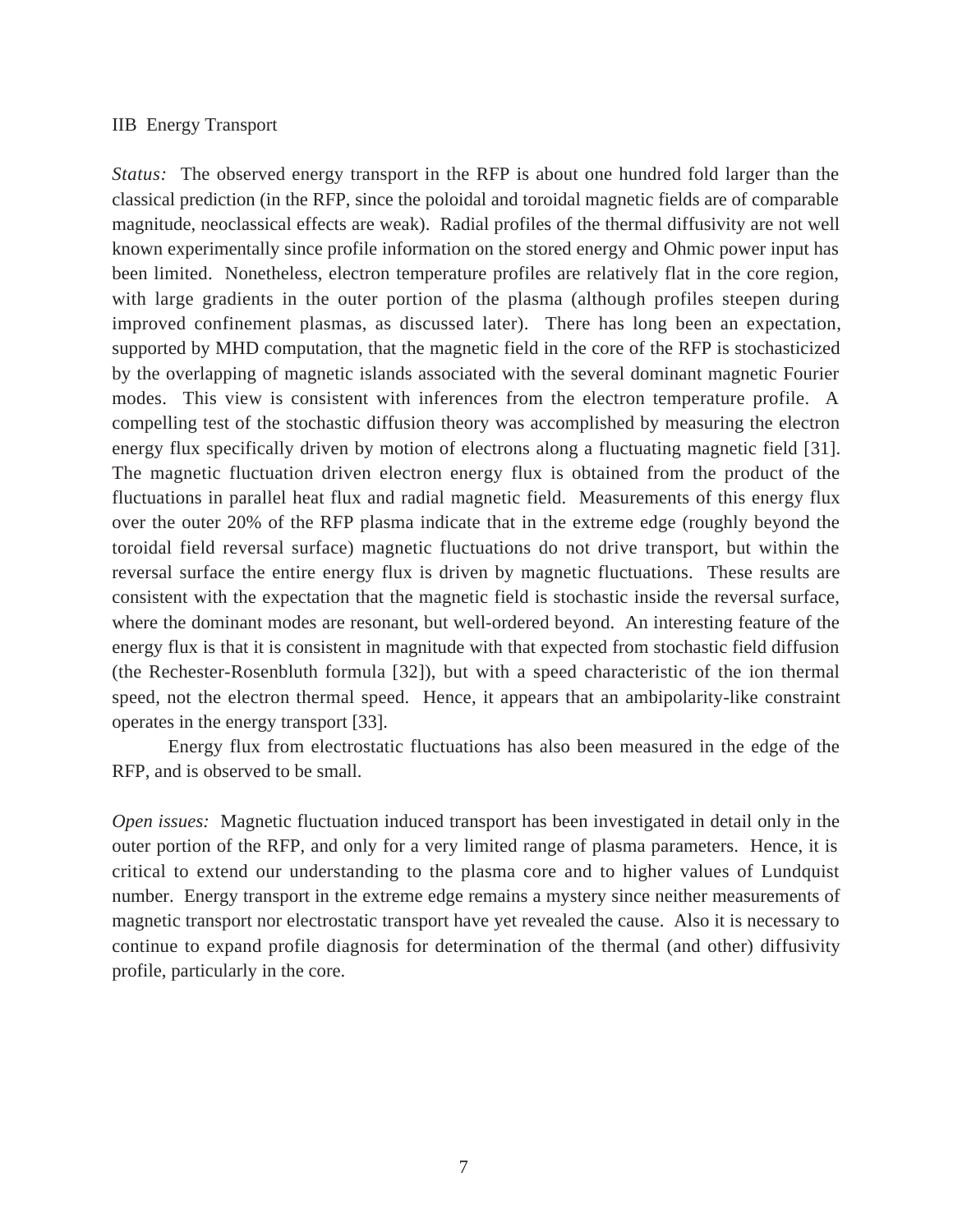## IIB Energy Transport

*Status:* The observed energy transport in the RFP is about one hundred fold larger than the classical prediction (in the RFP, since the poloidal and toroidal magnetic fields are of comparable magnitude, neoclassical effects are weak). Radial profiles of the thermal diffusivity are not well known experimentally since profile information on the stored energy and Ohmic power input has been limited. Nonetheless, electron temperature profiles are relatively flat in the core region, with large gradients in the outer portion of the plasma (although profiles steepen during improved confinement plasmas, as discussed later). There has long been an expectation, supported by MHD computation, that the magnetic field in the core of the RFP is stochasticized by the overlapping of magnetic islands associated with the several dominant magnetic Fourier modes. This view is consistent with inferences from the electron temperature profile. A compelling test of the stochastic diffusion theory was accomplished by measuring the electron energy flux specifically driven by motion of electrons along a fluctuating magnetic field [31]. The magnetic fluctuation driven electron energy flux is obtained from the product of the fluctuations in parallel heat flux and radial magnetic field. Measurements of this energy flux over the outer 20% of the RFP plasma indicate that in the extreme edge (roughly beyond the toroidal field reversal surface) magnetic fluctuations do not drive transport, but within the reversal surface the entire energy flux is driven by magnetic fluctuations. These results are consistent with the expectation that the magnetic field is stochastic inside the reversal surface, where the dominant modes are resonant, but well-ordered beyond. An interesting feature of the energy flux is that it is consistent in magnitude with that expected from stochastic field diffusion (the Rechester-Rosenbluth formula [32]), but with a speed characteristic of the ion thermal speed, not the electron thermal speed. Hence, it appears that an ambipolarity-like constraint operates in the energy transport [33].

Energy flux from electrostatic fluctuations has also been measured in the edge of the RFP, and is observed to be small.

*Open issues:* Magnetic fluctuation induced transport has been investigated in detail only in the outer portion of the RFP, and only for a very limited range of plasma parameters. Hence, it is critical to extend our understanding to the plasma core and to higher values of Lundquist number. Energy transport in the extreme edge remains a mystery since neither measurements of magnetic transport nor electrostatic transport have yet revealed the cause. Also it is necessary to continue to expand profile diagnosis for determination of the thermal (and other) diffusivity profile, particularly in the core.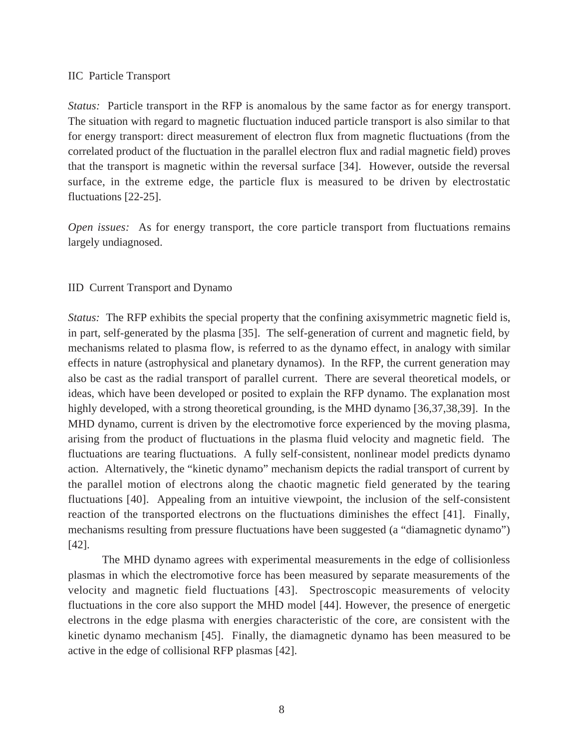## IIC Particle Transport

*Status:* Particle transport in the RFP is anomalous by the same factor as for energy transport. The situation with regard to magnetic fluctuation induced particle transport is also similar to that for energy transport: direct measurement of electron flux from magnetic fluctuations (from the correlated product of the fluctuation in the parallel electron flux and radial magnetic field) proves that the transport is magnetic within the reversal surface [34]. However, outside the reversal surface, in the extreme edge, the particle flux is measured to be driven by electrostatic fluctuations [22-25].

*Open issues:* As for energy transport, the core particle transport from fluctuations remains largely undiagnosed.

## IID Current Transport and Dynamo

*Status:* The RFP exhibits the special property that the confining axisymmetric magnetic field is, in part, self-generated by the plasma [35]. The self-generation of current and magnetic field, by mechanisms related to plasma flow, is referred to as the dynamo effect, in analogy with similar effects in nature (astrophysical and planetary dynamos). In the RFP, the current generation may also be cast as the radial transport of parallel current. There are several theoretical models, or ideas, which have been developed or posited to explain the RFP dynamo. The explanation most highly developed, with a strong theoretical grounding, is the MHD dynamo [36,37,38,39]. In the MHD dynamo, current is driven by the electromotive force experienced by the moving plasma, arising from the product of fluctuations in the plasma fluid velocity and magnetic field. The fluctuations are tearing fluctuations. A fully self-consistent, nonlinear model predicts dynamo action. Alternatively, the "kinetic dynamo" mechanism depicts the radial transport of current by the parallel motion of electrons along the chaotic magnetic field generated by the tearing fluctuations [40]. Appealing from an intuitive viewpoint, the inclusion of the self-consistent reaction of the transported electrons on the fluctuations diminishes the effect [41]. Finally, mechanisms resulting from pressure fluctuations have been suggested (a "diamagnetic dynamo") [42].

The MHD dynamo agrees with experimental measurements in the edge of collisionless plasmas in which the electromotive force has been measured by separate measurements of the velocity and magnetic field fluctuations [43]. Spectroscopic measurements of velocity fluctuations in the core also support the MHD model [44]. However, the presence of energetic electrons in the edge plasma with energies characteristic of the core, are consistent with the kinetic dynamo mechanism [45]. Finally, the diamagnetic dynamo has been measured to be active in the edge of collisional RFP plasmas [42].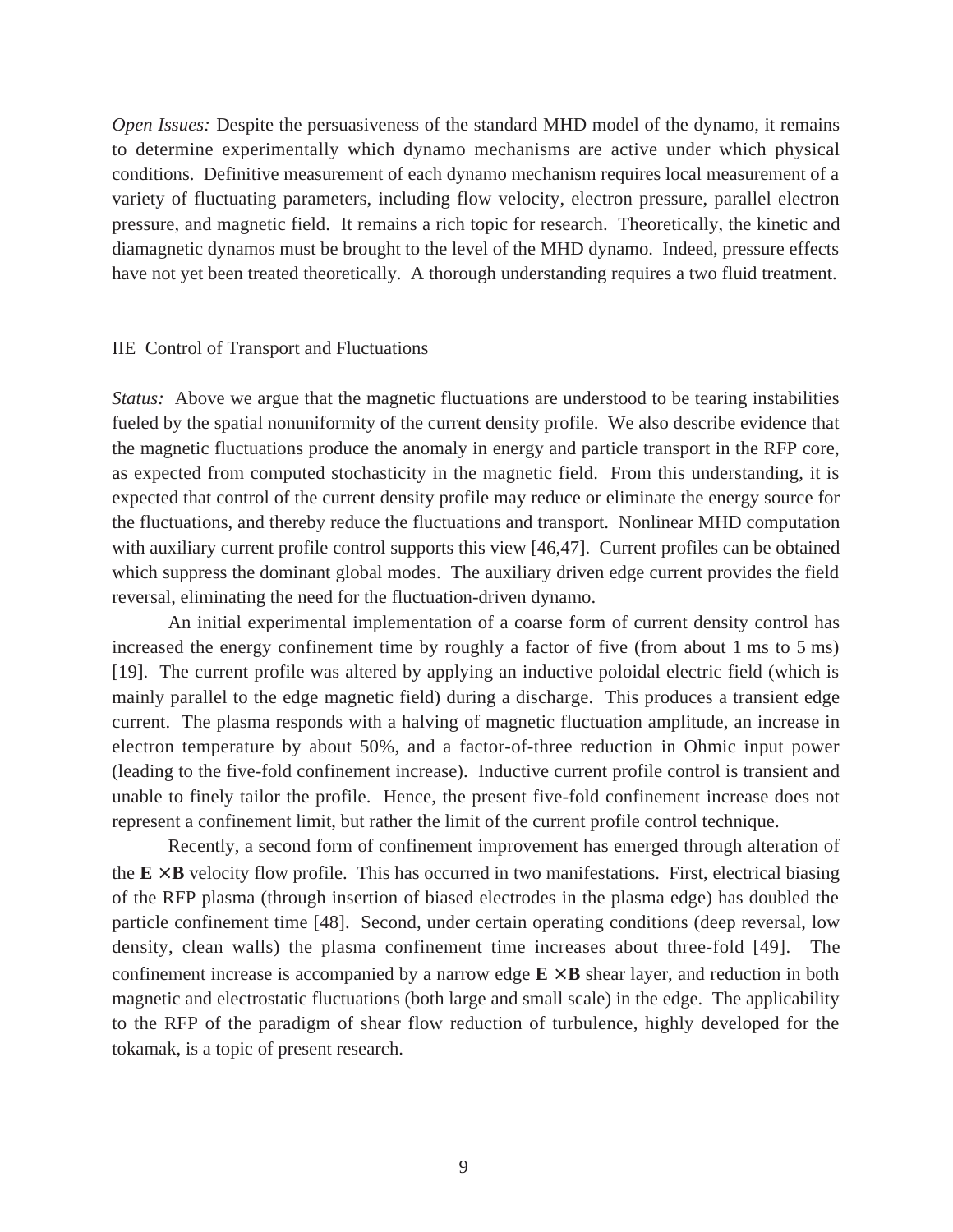*Open Issues:* Despite the persuasiveness of the standard MHD model of the dynamo, it remains to determine experimentally which dynamo mechanisms are active under which physical conditions. Definitive measurement of each dynamo mechanism requires local measurement of a variety of fluctuating parameters, including flow velocity, electron pressure, parallel electron pressure, and magnetic field. It remains a rich topic for research. Theoretically, the kinetic and diamagnetic dynamos must be brought to the level of the MHD dynamo. Indeed, pressure effects have not yet been treated theoretically. A thorough understanding requires a two fluid treatment.

## IIE Control of Transport and Fluctuations

*Status:* Above we argue that the magnetic fluctuations are understood to be tearing instabilities fueled by the spatial nonuniformity of the current density profile. We also describe evidence that the magnetic fluctuations produce the anomaly in energy and particle transport in the RFP core, as expected from computed stochasticity in the magnetic field. From this understanding, it is expected that control of the current density profile may reduce or eliminate the energy source for the fluctuations, and thereby reduce the fluctuations and transport. Nonlinear MHD computation with auxiliary current profile control supports this view [46,47]. Current profiles can be obtained which suppress the dominant global modes. The auxiliary driven edge current provides the field reversal, eliminating the need for the fluctuation-driven dynamo.

An initial experimental implementation of a coarse form of current density control has increased the energy confinement time by roughly a factor of five (from about 1 ms to 5 ms) [19]. The current profile was altered by applying an inductive poloidal electric field (which is mainly parallel to the edge magnetic field) during a discharge. This produces a transient edge current. The plasma responds with a halving of magnetic fluctuation amplitude, an increase in electron temperature by about 50%, and a factor-of-three reduction in Ohmic input power (leading to the five-fold confinement increase). Inductive current profile control is transient and unable to finely tailor the profile. Hence, the present five-fold confinement increase does not represent a confinement limit, but rather the limit of the current profile control technique.

Recently, a second form of confinement improvement has emerged through alteration of the $\mathbf{E} \times \mathbf{B}$ velocity flow profile. This has occurred in two manifestations. First, electrical biasing of the RFP plasma (through insertion of biased electrodes in the plasma edge) has doubled the particle confinement time [48]. Second, under certain operating conditions (deep reversal, low density, clean walls) the plasma confinement time increases about three-fold [49]. The confinement increase is accompanied by a narrow edge $\mathbf{E} \times \mathbf{B}$ shear layer, and reduction in both magnetic and electrostatic fluctuations (both large and small scale) in the edge. The applicability to the RFP of the paradigm of shear flow reduction of turbulence, highly developed for the tokamak, is a topic of present research.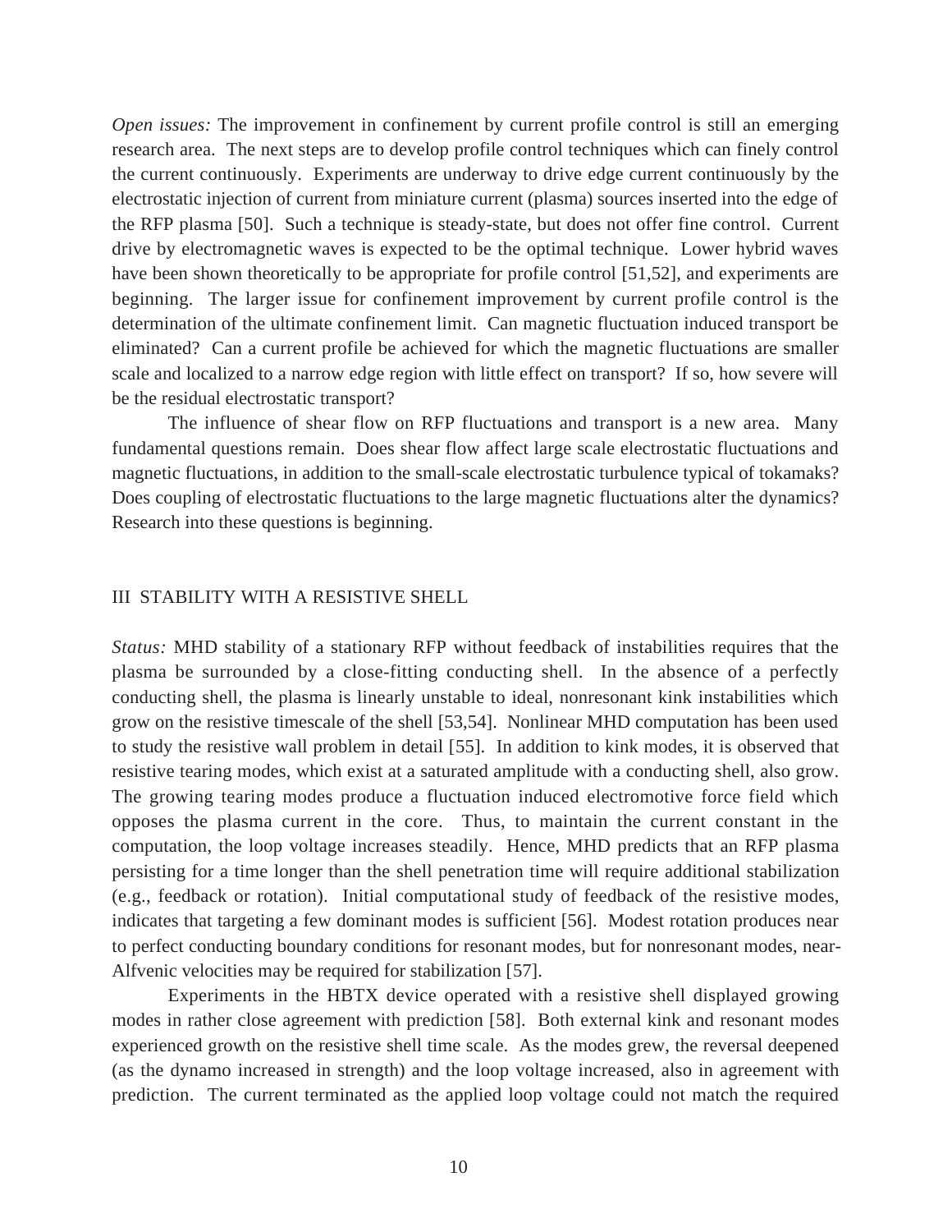*Open issues:* The improvement in confinement by current profile control is still an emerging research area. The next steps are to develop profile control techniques which can finely control the current continuously. Experiments are underway to drive edge current continuously by the electrostatic injection of current from miniature current (plasma) sources inserted into the edge of the RFP plasma [50]. Such a technique is steady-state, but does not offer fine control. Current drive by electromagnetic waves is expected to be the optimal technique. Lower hybrid waves have been shown theoretically to be appropriate for profile control [51,52], and experiments are beginning. The larger issue for confinement improvement by current profile control is the determination of the ultimate confinement limit. Can magnetic fluctuation induced transport be eliminated? Can a current profile be achieved for which the magnetic fluctuations are smaller scale and localized to a narrow edge region with little effect on transport? If so, how severe will be the residual electrostatic transport?

The influence of shear flow on RFP fluctuations and transport is a new area. Many fundamental questions remain. Does shear flow affect large scale electrostatic fluctuations and magnetic fluctuations, in addition to the small-scale electrostatic turbulence typical of tokamaks? Does coupling of electrostatic fluctuations to the large magnetic fluctuations alter the dynamics? Research into these questions is beginning.

## III STABILITY WITH A RESISTIVE SHELL

*Status:* MHD stability of a stationary RFP without feedback of instabilities requires that the plasma be surrounded by a close-fitting conducting shell. In the absence of a perfectly conducting shell, the plasma is linearly unstable to ideal, nonresonant kink instabilities which grow on the resistive timescale of the shell [53,54]. Nonlinear MHD computation has been used to study the resistive wall problem in detail [55]. In addition to kink modes, it is observed that resistive tearing modes, which exist at a saturated amplitude with a conducting shell, also grow. The growing tearing modes produce a fluctuation induced electromotive force field which opposes the plasma current in the core. Thus, to maintain the current constant in the computation, the loop voltage increases steadily. Hence, MHD predicts that an RFP plasma persisting for a time longer than the shell penetration time will require additional stabilization (e.g., feedback or rotation). Initial computational study of feedback of the resistive modes, indicates that targeting a few dominant modes is sufficient [56]. Modest rotation produces near to perfect conducting boundary conditions for resonant modes, but for nonresonant modes, near-Alfvenic velocities may be required for stabilization [57].

Experiments in the HBTX device operated with a resistive shell displayed growing modes in rather close agreement with prediction [58]. Both external kink and resonant modes experienced growth on the resistive shell time scale. As the modes grew, the reversal deepened (as the dynamo increased in strength) and the loop voltage increased, also in agreement with prediction. The current terminated as the applied loop voltage could not match the required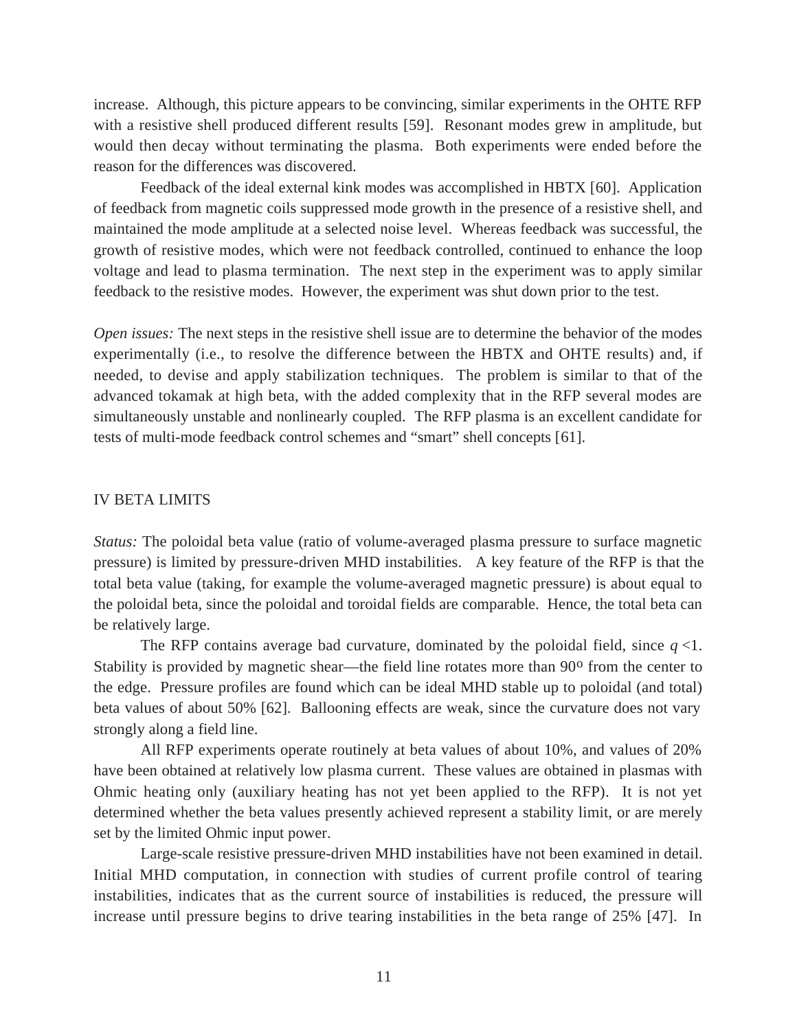increase. Although, this picture appears to be convincing, similar experiments in the OHTE RFP with a resistive shell produced different results [59]. Resonant modes grew in amplitude, but would then decay without terminating the plasma. Both experiments were ended before the reason for the differences was discovered.

Feedback of the ideal external kink modes was accomplished in HBTX [60]. Application of feedback from magnetic coils suppressed mode growth in the presence of a resistive shell, and maintained the mode amplitude at a selected noise level. Whereas feedback was successful, the growth of resistive modes, which were not feedback controlled, continued to enhance the loop voltage and lead to plasma termination. The next step in the experiment was to apply similar feedback to the resistive modes. However, the experiment was shut down prior to the test.

*Open issues:* The next steps in the resistive shell issue are to determine the behavior of the modes experimentally (i.e., to resolve the difference between the HBTX and OHTE results) and, if needed, to devise and apply stabilization techniques. The problem is similar to that of the advanced tokamak at high beta, with the added complexity that in the RFP several modes are simultaneously unstable and nonlinearly coupled. The RFP plasma is an excellent candidate for tests of multi-mode feedback control schemes and "smart" shell concepts [61].

## IV BETA LIMITS

*Status:* The poloidal beta value (ratio of volume-averaged plasma pressure to surface magnetic pressure) is limited by pressure-driven MHD instabilities. A key feature of the RFP is that the total beta value (taking, for example the volume-averaged magnetic pressure) is about equal to the poloidal beta, since the poloidal and toroidal fields are comparable. Hence, the total beta can be relatively large.

The RFP contains average bad curvature, dominated by the poloidal field, since $q < 1$. Stability is provided by magnetic shear—the field line rotates more than 90º from the center to the edge. Pressure profiles are found which can be ideal MHD stable up to poloidal (and total) beta values of about 50% [62]. Ballooning effects are weak, since the curvature does not vary strongly along a field line.

All RFP experiments operate routinely at beta values of about 10%, and values of 20% have been obtained at relatively low plasma current. These values are obtained in plasmas with Ohmic heating only (auxiliary heating has not yet been applied to the RFP). It is not yet determined whether the beta values presently achieved represent a stability limit, or are merely set by the limited Ohmic input power.

Large-scale resistive pressure-driven MHD instabilities have not been examined in detail. Initial MHD computation, in connection with studies of current profile control of tearing instabilities, indicates that as the current source of instabilities is reduced, the pressure will increase until pressure begins to drive tearing instabilities in the beta range of 25% [47]. In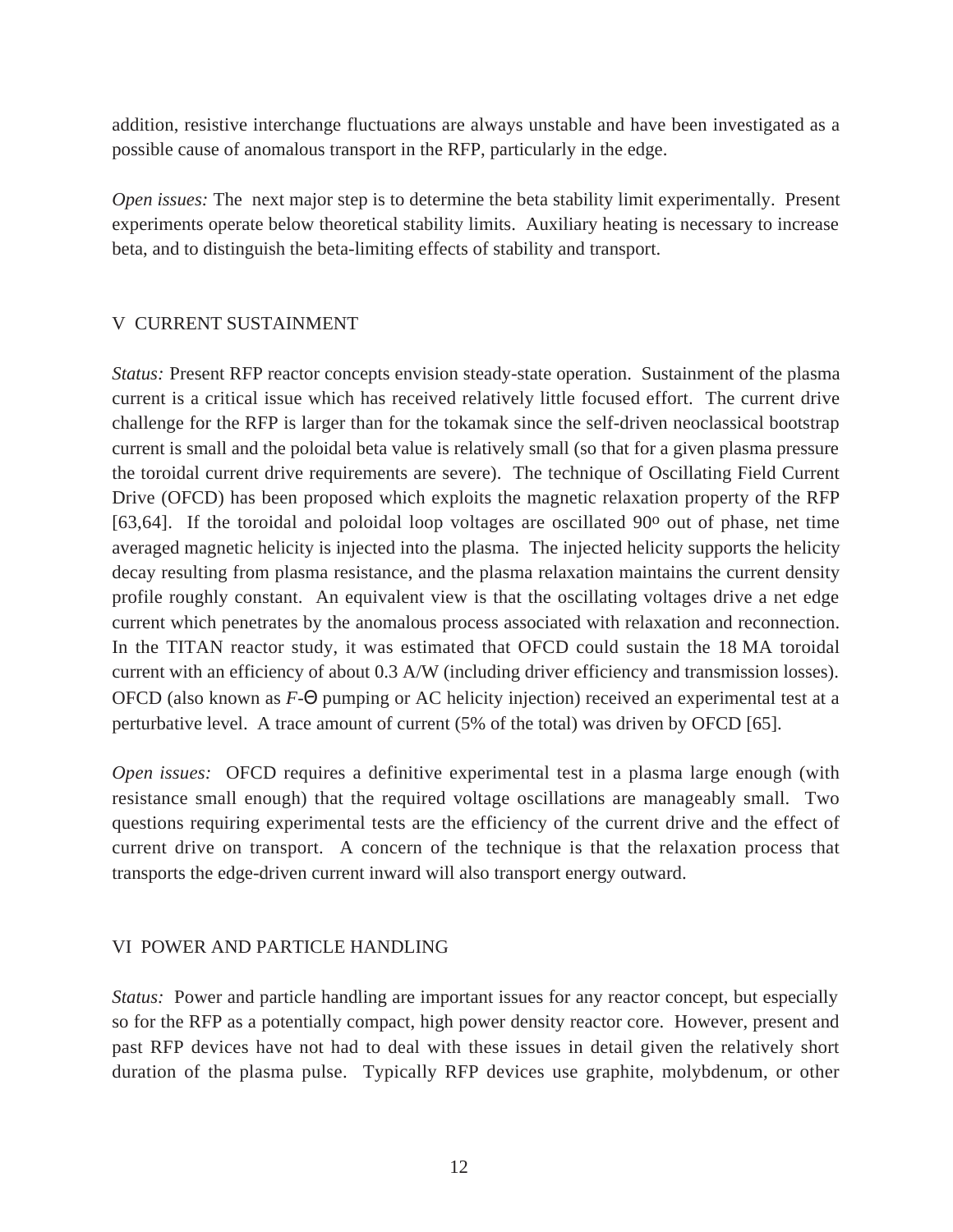addition, resistive interchange fluctuations are always unstable and have been investigated as a possible cause of anomalous transport in the RFP, particularly in the edge.

*Open issues:* The next major step is to determine the beta stability limit experimentally. Present experiments operate below theoretical stability limits. Auxiliary heating is necessary to increase beta, and to distinguish the beta-limiting effects of stability and transport.

## V CURRENT SUSTAINMENT

*Status:* Present RFP reactor concepts envision steady-state operation. Sustainment of the plasma current is a critical issue which has received relatively little focused effort. The current drive challenge for the RFP is larger than for the tokamak since the self-driven neoclassical bootstrap current is small and the poloidal beta value is relatively small (so that for a given plasma pressure the toroidal current drive requirements are severe). The technique of Oscillating Field Current Drive (OFCD) has been proposed which exploits the magnetic relaxation property of the RFP [63,64]. If the toroidal and poloidal loop voltages are oscillated 90º out of phase, net time averaged magnetic helicity is injected into the plasma. The injected helicity supports the helicity decay resulting from plasma resistance, and the plasma relaxation maintains the current density profile roughly constant. An equivalent view is that the oscillating voltages drive a net edge current which penetrates by the anomalous process associated with relaxation and reconnection. In the TITAN reactor study, it was estimated that OFCD could sustain the 18 MA toroidal current with an efficiency of about 0.3 A/W (including driver efficiency and transmission losses). OFCD (also known as $F$-$\Theta$ pumping or AC helicity injection) received an experimental test at a perturbative level. A trace amount of current (5% of the total) was driven by OFCD [65].

*Open issues:* OFCD requires a definitive experimental test in a plasma large enough (with resistance small enough) that the required voltage oscillations are manageably small. Two questions requiring experimental tests are the efficiency of the current drive and the effect of current drive on transport. A concern of the technique is that the relaxation process that transports the edge-driven current inward will also transport energy outward.

## VI POWER AND PARTICLE HANDLING

*Status:* Power and particle handling are important issues for any reactor concept, but especially so for the RFP as a potentially compact, high power density reactor core. However, present and past RFP devices have not had to deal with these issues in detail given the relatively short duration of the plasma pulse. Typically RFP devices use graphite, molybdenum, or other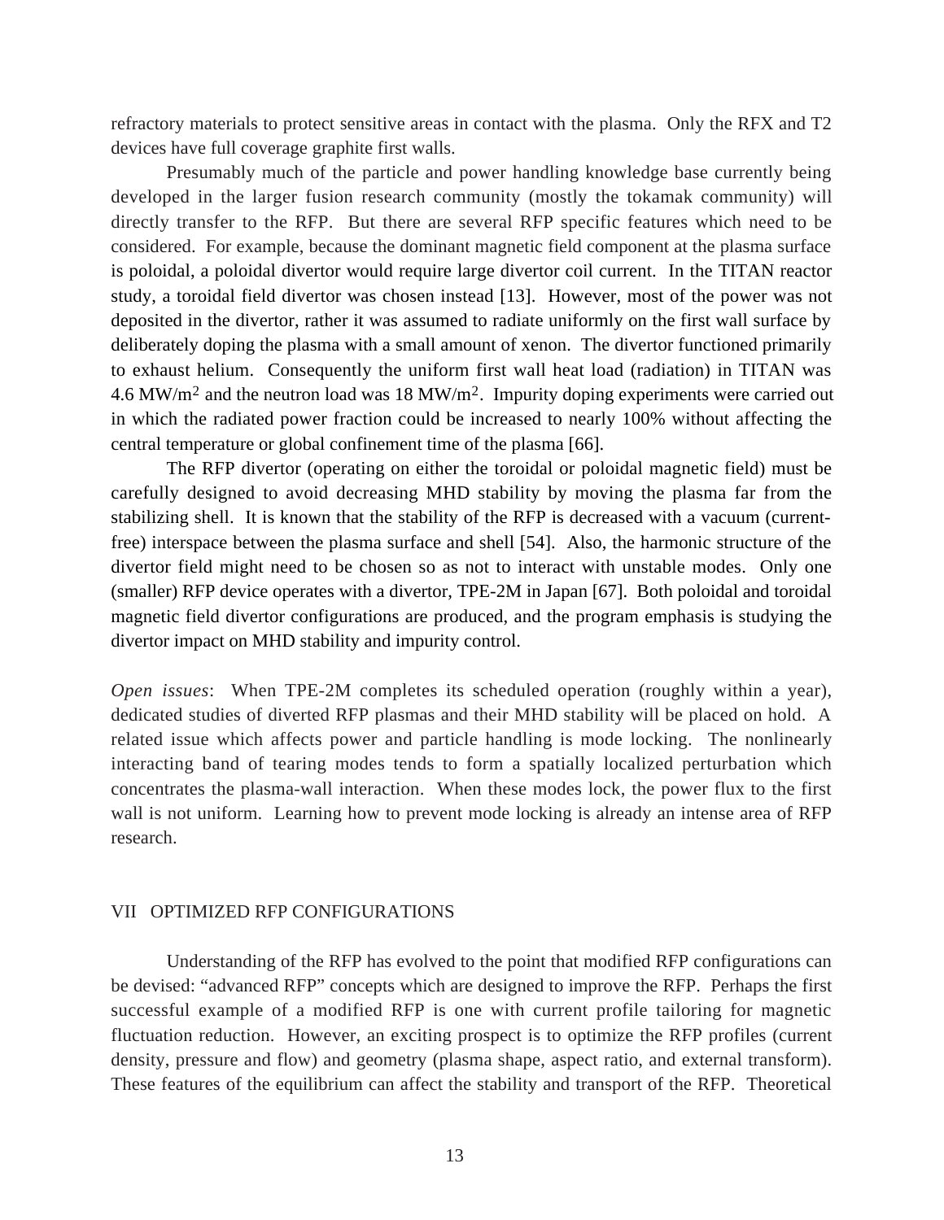refractory materials to protect sensitive areas in contact with the plasma. Only the RFX and T2 devices have full coverage graphite first walls.

Presumably much of the particle and power handling knowledge base currently being developed in the larger fusion research community (mostly the tokamak community) will directly transfer to the RFP. But there are several RFP specific features which need to be considered. For example, because the dominant magnetic field component at the plasma surface is poloidal, a poloidal divertor would require large divertor coil current. In the TITAN reactor study, a toroidal field divertor was chosen instead [13]. However, most of the power was not deposited in the divertor, rather it was assumed to radiate uniformly on the first wall surface by deliberately doping the plasma with a small amount of xenon. The divertor functioned primarily to exhaust helium. Consequently the uniform first wall heat load (radiation) in TITAN was 4.6 $MW/m^2$ and the neutron load was 18 $MW/m^2$. Impurity doping experiments were carried out in which the radiated power fraction could be increased to nearly 100% without affecting the central temperature or global confinement time of the plasma [66].

The RFP divertor (operating on either the toroidal or poloidal magnetic field) must be carefully designed to avoid decreasing MHD stability by moving the plasma far from the stabilizing shell. It is known that the stability of the RFP is decreased with a vacuum (current-free) interspace between the plasma surface and shell [54]. Also, the harmonic structure of the divertor field might need to be chosen so as not to interact with unstable modes. Only one (smaller) RFP device operates with a divertor, TPE-2M in Japan [67]. Both poloidal and toroidal magnetic field divertor configurations are produced, and the program emphasis is studying the divertor impact on MHD stability and impurity control.

*Open issues*: When TPE-2M completes its scheduled operation (roughly within a year), dedicated studies of diverted RFP plasmas and their MHD stability will be placed on hold. A related issue which affects power and particle handling is mode locking. The nonlinearly interacting band of tearing modes tends to form a spatially localized perturbation which concentrates the plasma-wall interaction. When these modes lock, the power flux to the first wall is not uniform. Learning how to prevent mode locking is already an intense area of RFP research.

## VII OPTIMIZED RFP CONFIGURATIONS

Understanding of the RFP has evolved to the point that modified RFP configurations can be devised: "advanced RFP" concepts which are designed to improve the RFP. Perhaps the first successful example of a modified RFP is one with current profile tailoring for magnetic fluctuation reduction. However, an exciting prospect is to optimize the RFP profiles (current density, pressure and flow) and geometry (plasma shape, aspect ratio, and external transform). These features of the equilibrium can affect the stability and transport of the RFP. Theoretical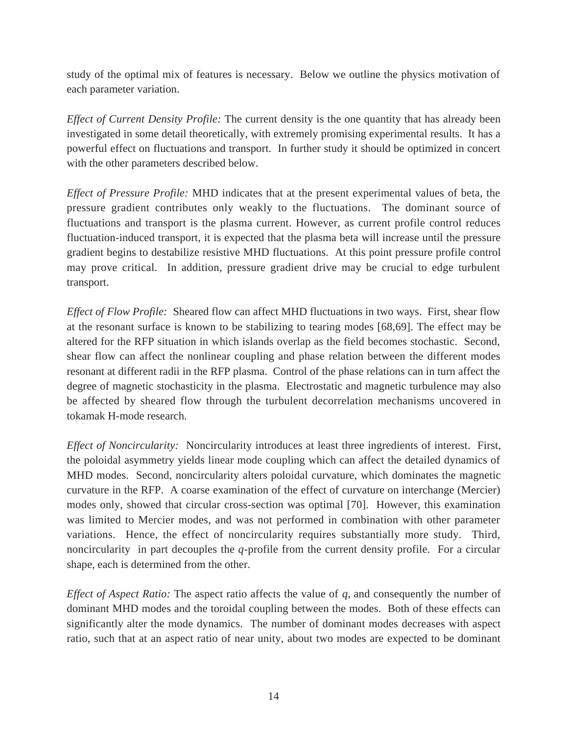study of the optimal mix of features is necessary. Below we outline the physics motivation of each parameter variation.

*Effect of Current Density Profile:* The current density is the one quantity that has already been investigated in some detail theoretically, with extremely promising experimental results. It has a powerful effect on fluctuations and transport. In further study it should be optimized in concert with the other parameters described below.

*Effect of Pressure Profile:* MHD indicates that at the present experimental values of beta, the pressure gradient contributes only weakly to the fluctuations. The dominant source of fluctuations and transport is the plasma current. However, as current profile control reduces fluctuation-induced transport, it is expected that the plasma beta will increase until the pressure gradient begins to destabilize resistive MHD fluctuations. At this point pressure profile control may prove critical. In addition, pressure gradient drive may be crucial to edge turbulent transport.

*Effect of Flow Profile:* Sheared flow can affect MHD fluctuations in two ways. First, shear flow at the resonant surface is known to be stabilizing to tearing modes [68,69]. The effect may be altered for the RFP situation in which islands overlap as the field becomes stochastic. Second, shear flow can affect the nonlinear coupling and phase relation between the different modes resonant at different radii in the RFP plasma. Control of the phase relations can in turn affect the degree of magnetic stochasticity in the plasma. Electrostatic and magnetic turbulence may also be affected by sheared flow through the turbulent decorrelation mechanisms uncovered in tokamak H-mode research.

*Effect of Noncircularity:* Noncircularity introduces at least three ingredients of interest. First, the poloidal asymmetry yields linear mode coupling which can affect the detailed dynamics of MHD modes. Second, noncircularity alters poloidal curvature, which dominates the magnetic curvature in the RFP. A coarse examination of the effect of curvature on interchange (Mercier) modes only, showed that circular cross-section was optimal [70]. However, this examination was limited to Mercier modes, and was not performed in combination with other parameter variations. Hence, the effect of noncircularity requires substantially more study. Third, noncircularity in part decouples the $q$-profile from the current density profile. For a circular shape, each is determined from the other.

*Effect of Aspect Ratio:* The aspect ratio affects the value of $q$, and consequently the number of dominant MHD modes and the toroidal coupling between the modes. Both of these effects can significantly alter the mode dynamics. The number of dominant modes decreases with aspect ratio, such that at an aspect ratio of near unity, about two modes are expected to be dominant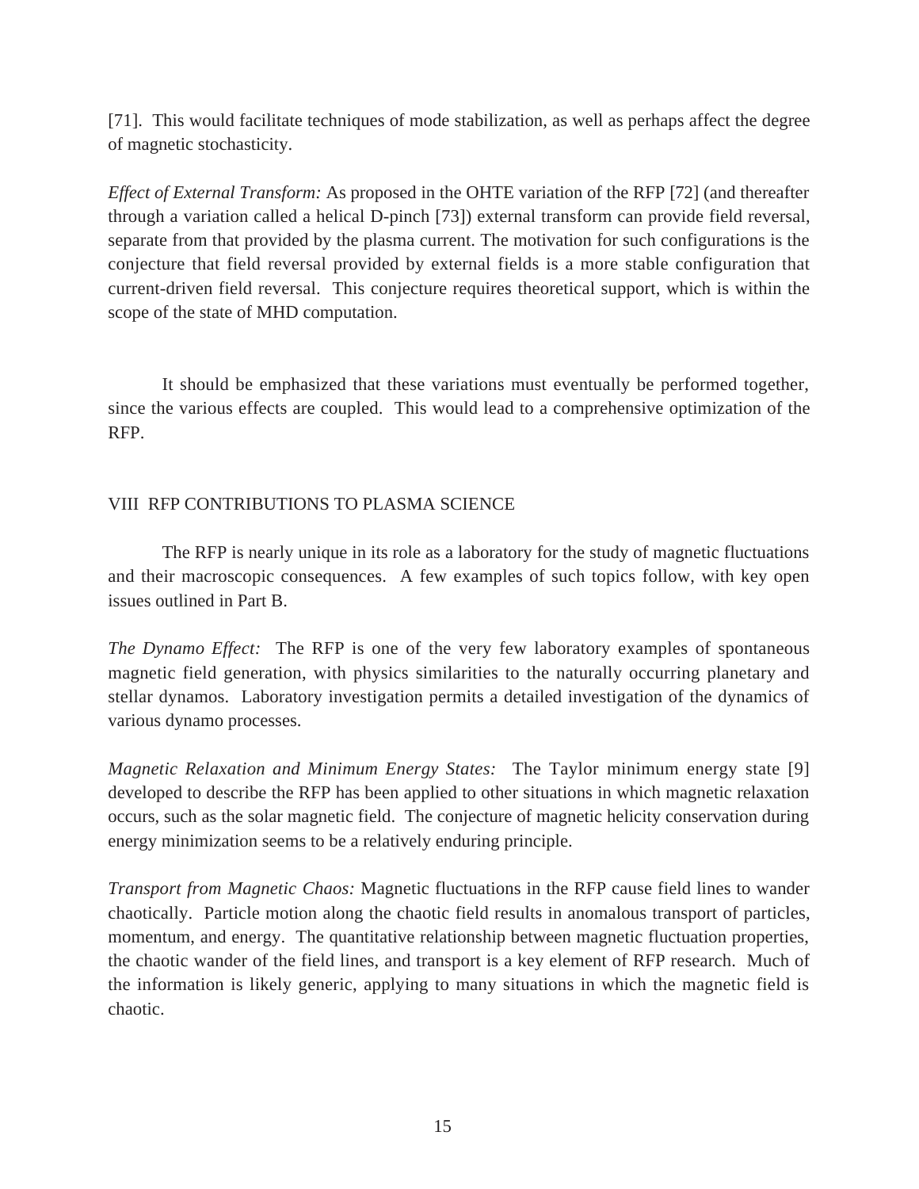[71]. This would facilitate techniques of mode stabilization, as well as perhaps affect the degree of magnetic stochasticity.

*Effect of External Transform:* As proposed in the OHTE variation of the RFP [72] (and thereafter through a variation called a helical D-pinch [73]) external transform can provide field reversal, separate from that provided by the plasma current. The motivation for such configurations is the conjecture that field reversal provided by external fields is a more stable configuration that current-driven field reversal. This conjecture requires theoretical support, which is within the scope of the state of MHD computation.

It should be emphasized that these variations must eventually be performed together, since the various effects are coupled. This would lead to a comprehensive optimization of the RFP.

## VIII RFP CONTRIBUTIONS TO PLASMA SCIENCE

The RFP is nearly unique in its role as a laboratory for the study of magnetic fluctuations and their macroscopic consequences. A few examples of such topics follow, with key open issues outlined in Part B.

*The Dynamo Effect:* The RFP is one of the very few laboratory examples of spontaneous magnetic field generation, with physics similarities to the naturally occurring planetary and stellar dynamos. Laboratory investigation permits a detailed investigation of the dynamics of various dynamo processes.

*Magnetic Relaxation and Minimum Energy States:* The Taylor minimum energy state [9] developed to describe the RFP has been applied to other situations in which magnetic relaxation occurs, such as the solar magnetic field. The conjecture of magnetic helicity conservation during energy minimization seems to be a relatively enduring principle.

*Transport from Magnetic Chaos:* Magnetic fluctuations in the RFP cause field lines to wander chaotically. Particle motion along the chaotic field results in anomalous transport of particles, momentum, and energy. The quantitative relationship between magnetic fluctuation properties, the chaotic wander of the field lines, and transport is a key element of RFP research. Much of the information is likely generic, applying to many situations in which the magnetic field is chaotic.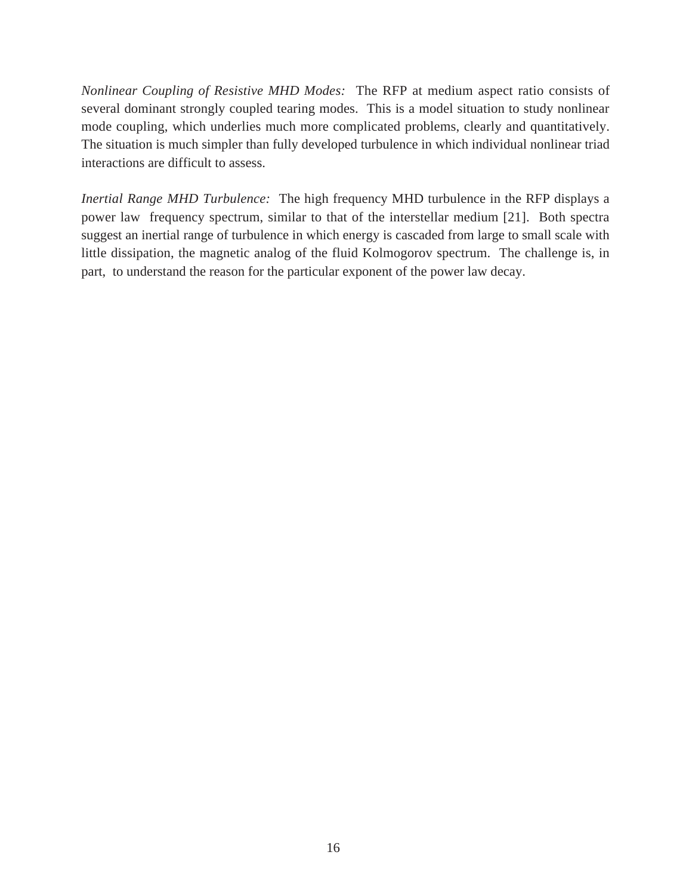*Nonlinear Coupling of Resistive MHD Modes:* The RFP at medium aspect ratio consists of several dominant strongly coupled tearing modes. This is a model situation to study nonlinear mode coupling, which underlies much more complicated problems, clearly and quantitatively. The situation is much simpler than fully developed turbulence in which individual nonlinear triad interactions are difficult to assess.

*Inertial Range MHD Turbulence:* The high frequency MHD turbulence in the RFP displays a power law frequency spectrum, similar to that of the interstellar medium [21]. Both spectra suggest an inertial range of turbulence in which energy is cascaded from large to small scale with little dissipation, the magnetic analog of the fluid Kolmogorov spectrum. The challenge is, in part, to understand the reason for the particular exponent of the power law decay.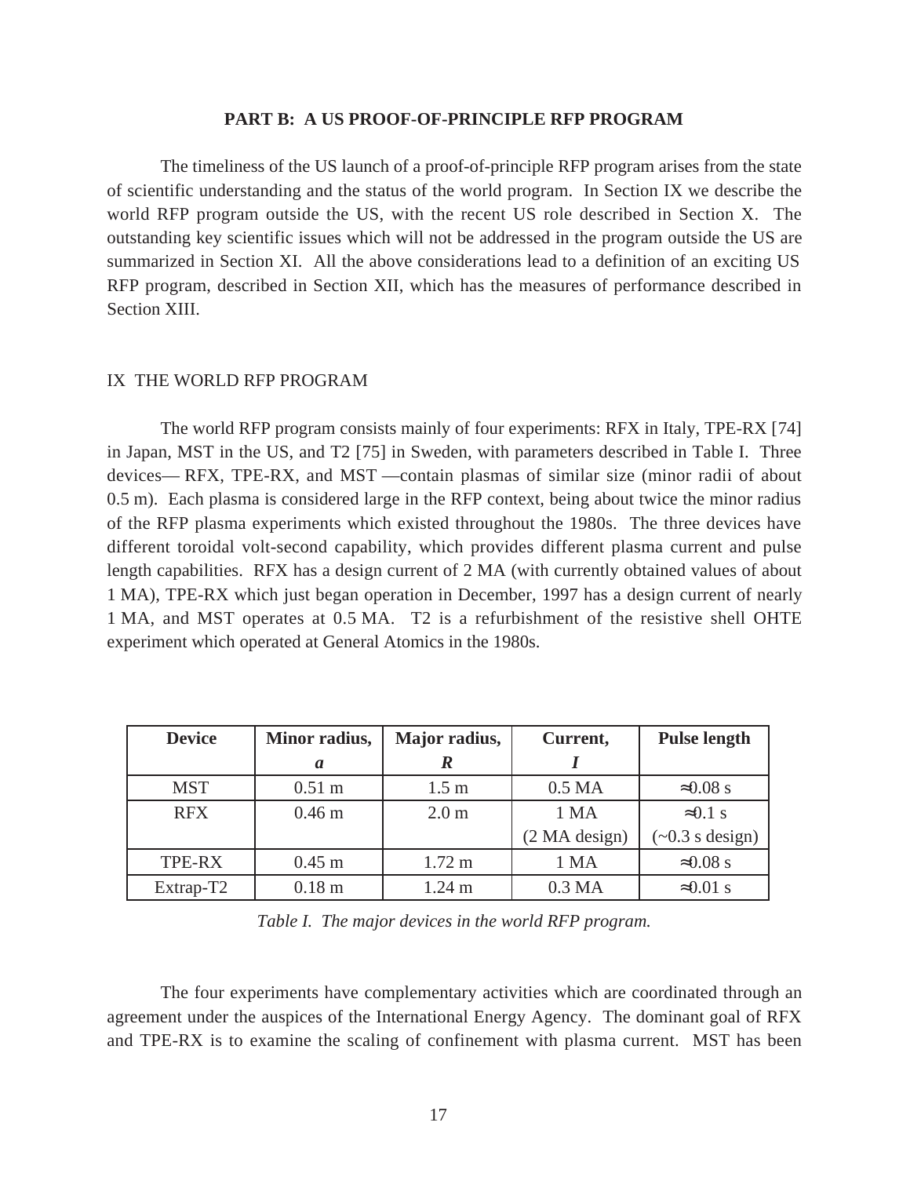## PART B: A US PROOF-OF-PRINCIPLE RFP PROGRAM

The timeliness of the US launch of a proof-of-principle RFP program arises from the state of scientific understanding and the status of the world program. In Section IX we describe the world RFP program outside the US, with the recent US role described in Section X. The outstanding key scientific issues which will not be addressed in the program outside the US are summarized in Section XI. All the above considerations lead to a definition of an exciting US RFP program, described in Section XII, which has the measures of performance described in Section XIII.

### IX THE WORLD RFP PROGRAM

The world RFP program consists mainly of four experiments: RFX in Italy, TPE-RX [74] in Japan, MST in the US, and T2 [75] in Sweden, with parameters described in Table I. Three devices— RFX, TPE-RX, and MST —contain plasmas of similar size (minor radii of about 0.5 m). Each plasma is considered large in the RFP context, being about twice the minor radius of the RFP plasma experiments which existed throughout the 1980s. The three devices have different toroidal volt-second capability, which provides different plasma current and pulse length capabilities. RFX has a design current of 2 MA (with currently obtained values of about 1 MA), TPE-RX which just began operation in December, 1997 has a design current of nearly 1 MA, and MST operates at 0.5 MA. T2 is a refurbishment of the resistive shell OHTE experiment which operated at General Atomics in the 1980s.

| Device | Minor radius, ***a*** | Major radius, ***R*** | Current, ***I*** | Pulse length |
|---|---|---|---|---|
| MST | 0.51 m | 1.5 m | 0.5 MA | ≈0.08 s |
| RFX | 0.46 m | 2.0 m | 1 MA (2 MA design) | ≈0.1 s (~0.3 s design) |
| TPE-RX | 0.45 m | 1.72 m | 1 MA | ≈0.08 s |
| Extrap-T2 | 0.18 m | 1.24 m | 0.3 MA | ≈0.01 s |

*Table I. The major devices in the world RFP program.*

The four experiments have complementary activities which are coordinated through an agreement under the auspices of the International Energy Agency. The dominant goal of RFX and TPE-RX is to examine the scaling of confinement with plasma current. MST has been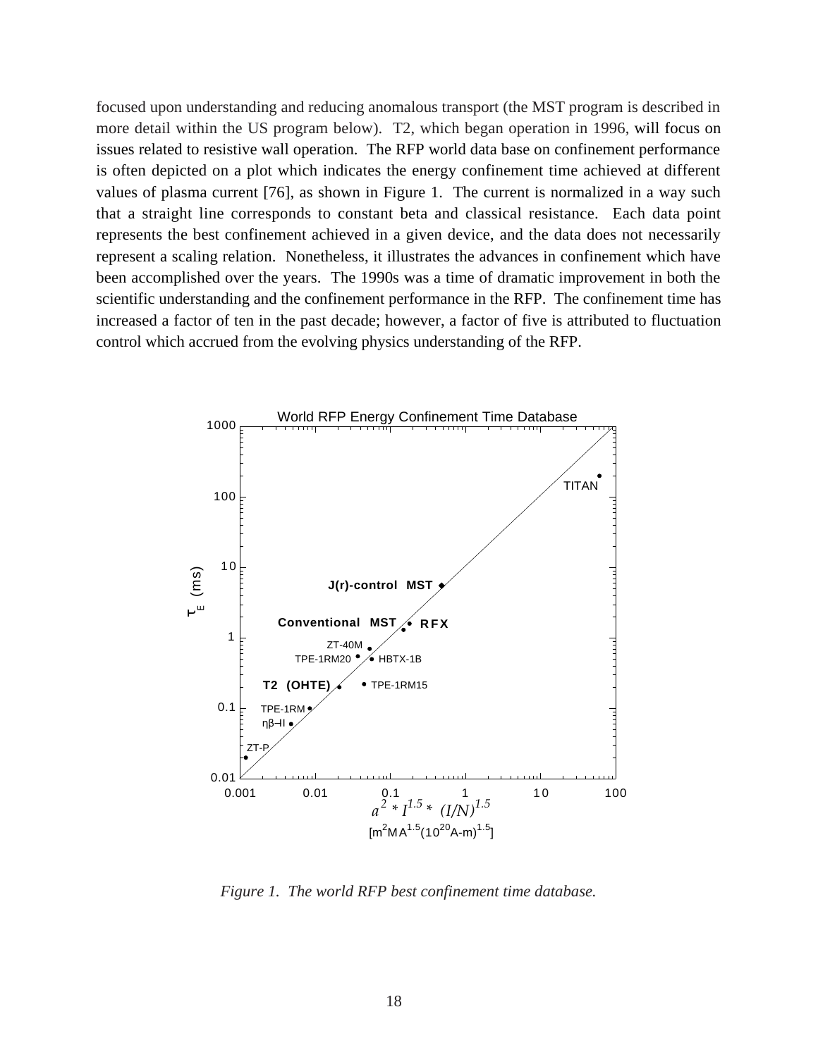focused upon understanding and reducing anomalous transport (the MST program is described in more detail within the US program below). T2, which began operation in 1996, will focus on issues related to resistive wall operation. The RFP world data base on confinement performance is often depicted on a plot which indicates the energy confinement time achieved at different values of plasma current [76], as shown in Figure 1. The current is normalized in a way such that a straight line corresponds to constant beta and classical resistance. Each data point represents the best confinement achieved in a given device, and the data does not necessarily represent a scaling relation. Nonetheless, it illustrates the advances in confinement which have been accomplished over the years. The 1990s was a time of dramatic improvement in both the scientific understanding and the confinement performance in the RFP. The confinement time has increased a factor of ten in the past decade; however, a factor of five is attributed to fluctuation control which accrued from the evolving physics understanding of the RFP.

World RFP Energy Confinement Time Database

$\tau_E$ (ms)

1000
100
10
1
0.1
0.01

TITAN
J(r)-control MST
Conventional MST
RFX
ZT-40M
TPE-1RM20
HBTX-1B
T2 (OHTE)
TPE-1RM15
TPE-1RM
ηβ-II
ZT-P

0.001
0.01
0.1
1
10
100

$a^2 * I^{1.5} * (I/N)^{1.5}$

$[m^2 MA^{1.5} (10^{20} A\text{-}m)^{1.5}]$

*Figure 1. The world RFP best confinement time database.*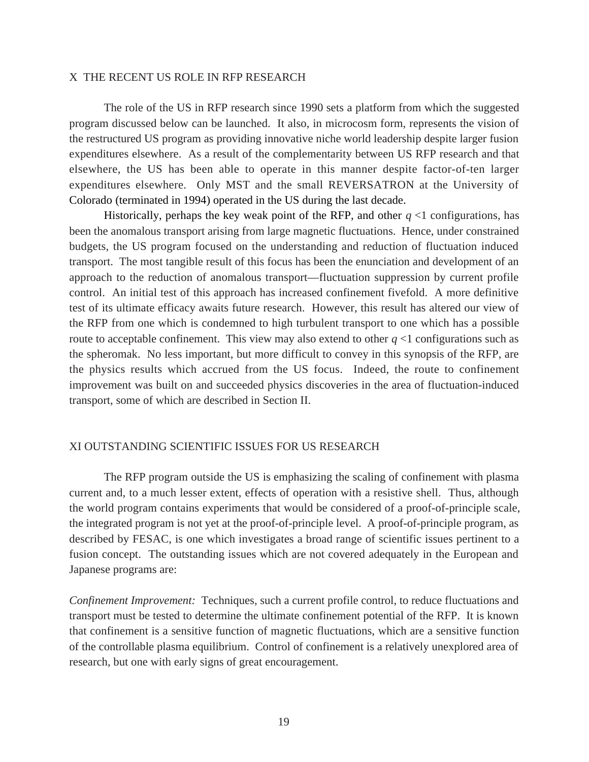## X THE RECENT US ROLE IN RFP RESEARCH

The role of the US in RFP research since 1990 sets a platform from which the suggested program discussed below can be launched. It also, in microcosm form, represents the vision of the restructured US program as providing innovative niche world leadership despite larger fusion expenditures elsewhere. As a result of the complementarity between US RFP research and that elsewhere, the US has been able to operate in this manner despite factor-of-ten larger expenditures elsewhere. Only MST and the small REVERSATRON at the University of Colorado (terminated in 1994) operated in the US during the last decade.

Historically, perhaps the key weak point of the RFP, and other $q$ <1 configurations, has been the anomalous transport arising from large magnetic fluctuations. Hence, under constrained budgets, the US program focused on the understanding and reduction of fluctuation induced transport. The most tangible result of this focus has been the enunciation and development of an approach to the reduction of anomalous transport—fluctuation suppression by current profile control. An initial test of this approach has increased confinement fivefold. A more definitive test of its ultimate efficacy awaits future research. However, this result has altered our view of the RFP from one which is condemned to high turbulent transport to one which has a possible route to acceptable confinement. This view may also extend to other $q$ <1 configurations such as the spheromak. No less important, but more difficult to convey in this synopsis of the RFP, are the physics results which accrued from the US focus. Indeed, the route to confinement improvement was built on and succeeded physics discoveries in the area of fluctuation-induced transport, some of which are described in Section II.

## XI OUTSTANDING SCIENTIFIC ISSUES FOR US RESEARCH

The RFP program outside the US is emphasizing the scaling of confinement with plasma current and, to a much lesser extent, effects of operation with a resistive shell. Thus, although the world program contains experiments that would be considered of a proof-of-principle scale, the integrated program is not yet at the proof-of-principle level. A proof-of-principle program, as described by FESAC, is one which investigates a broad range of scientific issues pertinent to a fusion concept. The outstanding issues which are not covered adequately in the European and Japanese programs are:

*Confinement Improvement:* Techniques, such a current profile control, to reduce fluctuations and transport must be tested to determine the ultimate confinement potential of the RFP. It is known that confinement is a sensitive function of magnetic fluctuations, which are a sensitive function of the controllable plasma equilibrium. Control of confinement is a relatively unexplored area of research, but one with early signs of great encouragement.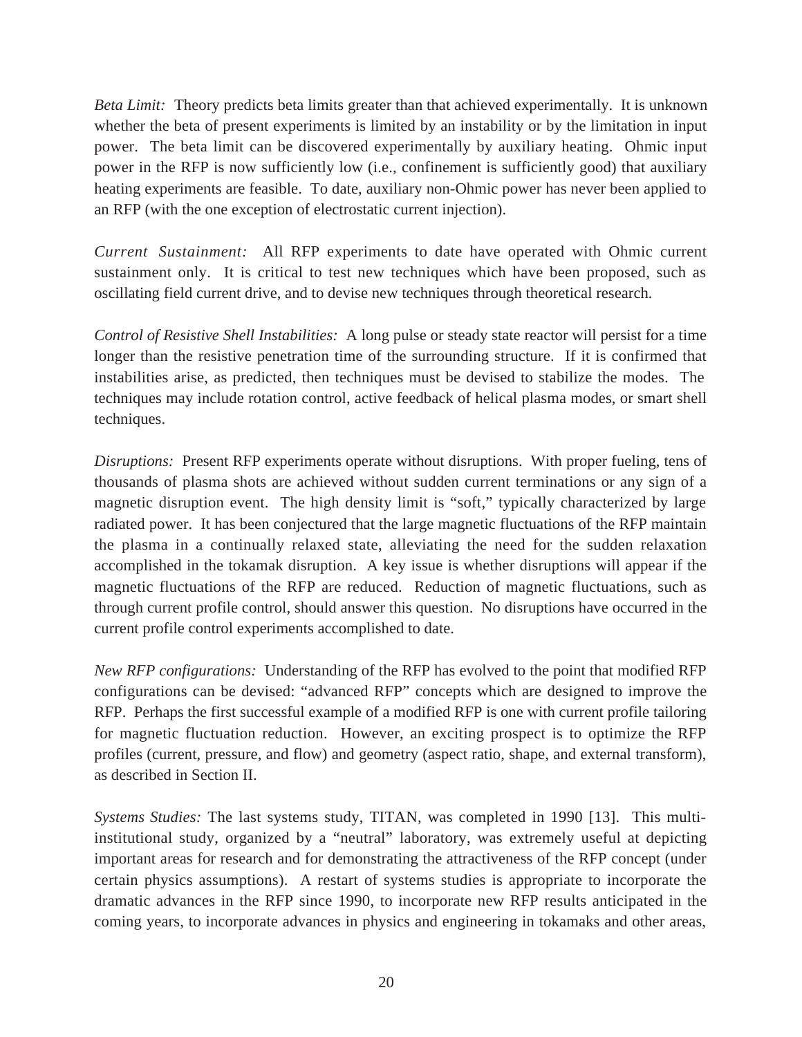*Beta Limit:* Theory predicts beta limits greater than that achieved experimentally. It is unknown whether the beta of present experiments is limited by an instability or by the limitation in input power. The beta limit can be discovered experimentally by auxiliary heating. Ohmic input power in the RFP is now sufficiently low (i.e., confinement is sufficiently good) that auxiliary heating experiments are feasible. To date, auxiliary non-Ohmic power has never been applied to an RFP (with the one exception of electrostatic current injection).

*Current Sustainment:* All RFP experiments to date have operated with Ohmic current sustainment only. It is critical to test new techniques which have been proposed, such as oscillating field current drive, and to devise new techniques through theoretical research.

*Control of Resistive Shell Instabilities:* A long pulse or steady state reactor will persist for a time longer than the resistive penetration time of the surrounding structure. If it is confirmed that instabilities arise, as predicted, then techniques must be devised to stabilize the modes. The techniques may include rotation control, active feedback of helical plasma modes, or smart shell techniques.

*Disruptions:* Present RFP experiments operate without disruptions. With proper fueling, tens of thousands of plasma shots are achieved without sudden current terminations or any sign of a magnetic disruption event. The high density limit is "soft," typically characterized by large radiated power. It has been conjectured that the large magnetic fluctuations of the RFP maintain the plasma in a continually relaxed state, alleviating the need for the sudden relaxation accomplished in the tokamak disruption. A key issue is whether disruptions will appear if the magnetic fluctuations of the RFP are reduced. Reduction of magnetic fluctuations, such as through current profile control, should answer this question. No disruptions have occurred in the current profile control experiments accomplished to date.

*New RFP configurations:* Understanding of the RFP has evolved to the point that modified RFP configurations can be devised: "advanced RFP" concepts which are designed to improve the RFP. Perhaps the first successful example of a modified RFP is one with current profile tailoring for magnetic fluctuation reduction. However, an exciting prospect is to optimize the RFP profiles (current, pressure, and flow) and geometry (aspect ratio, shape, and external transform), as described in Section II.

*Systems Studies:* The last systems study, TITAN, was completed in 1990 [13]. This multi-institutional study, organized by a "neutral" laboratory, was extremely useful at depicting important areas for research and for demonstrating the attractiveness of the RFP concept (under certain physics assumptions). A restart of systems studies is appropriate to incorporate the dramatic advances in the RFP since 1990, to incorporate new RFP results anticipated in the coming years, to incorporate advances in physics and engineering in tokamaks and other areas,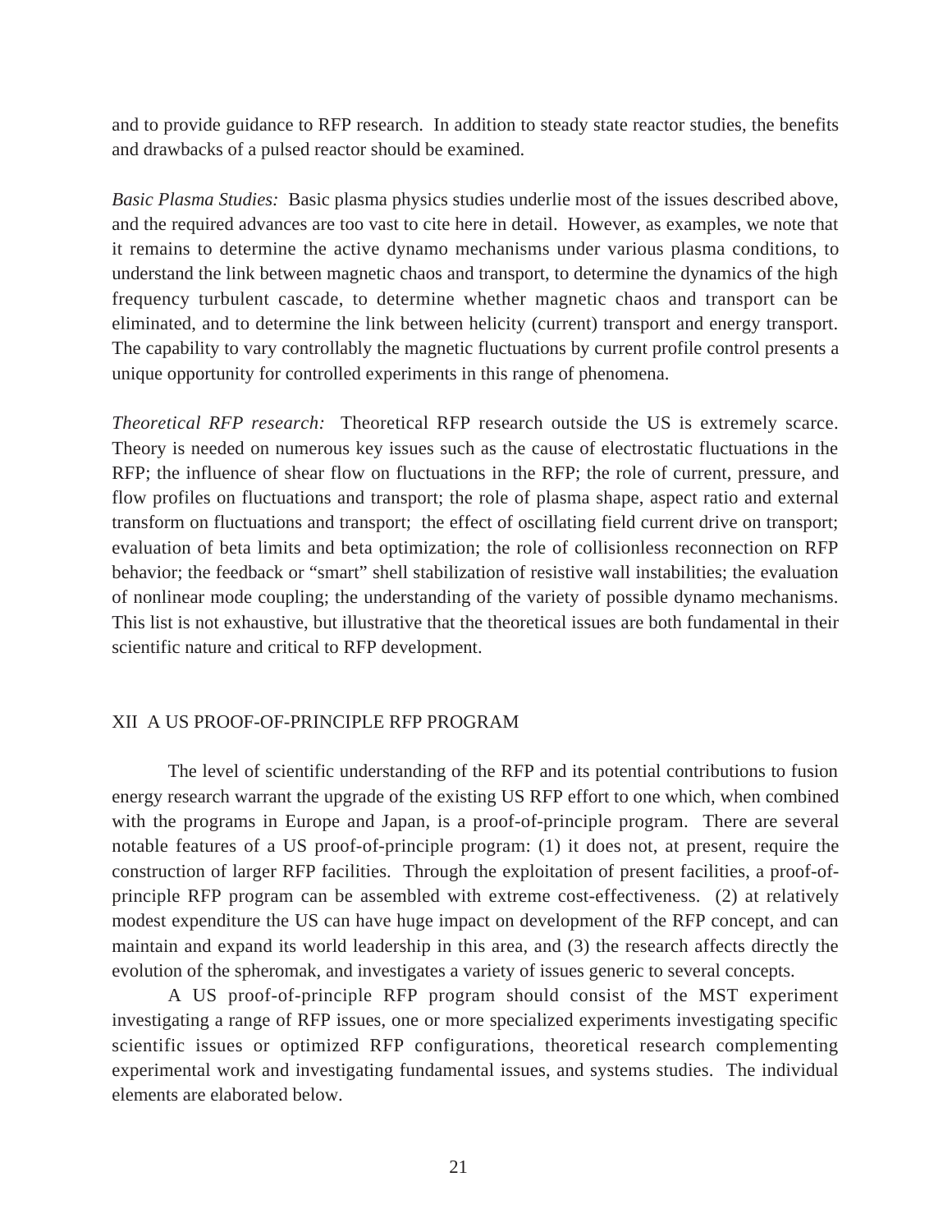and to provide guidance to RFP research. In addition to steady state reactor studies, the benefits and drawbacks of a pulsed reactor should be examined.

*Basic Plasma Studies:* Basic plasma physics studies underlie most of the issues described above, and the required advances are too vast to cite here in detail. However, as examples, we note that it remains to determine the active dynamo mechanisms under various plasma conditions, to understand the link between magnetic chaos and transport, to determine the dynamics of the high frequency turbulent cascade, to determine whether magnetic chaos and transport can be eliminated, and to determine the link between helicity (current) transport and energy transport. The capability to vary controllably the magnetic fluctuations by current profile control presents a unique opportunity for controlled experiments in this range of phenomena.

*Theoretical RFP research:* Theoretical RFP research outside the US is extremely scarce. Theory is needed on numerous key issues such as the cause of electrostatic fluctuations in the RFP; the influence of shear flow on fluctuations in the RFP; the role of current, pressure, and flow profiles on fluctuations and transport; the role of plasma shape, aspect ratio and external transform on fluctuations and transport; the effect of oscillating field current drive on transport; evaluation of beta limits and beta optimization; the role of collisionless reconnection on RFP behavior; the feedback or "smart" shell stabilization of resistive wall instabilities; the evaluation of nonlinear mode coupling; the understanding of the variety of possible dynamo mechanisms. This list is not exhaustive, but illustrative that the theoretical issues are both fundamental in their scientific nature and critical to RFP development.

## XII A US PROOF-OF-PRINCIPLE RFP PROGRAM

The level of scientific understanding of the RFP and its potential contributions to fusion energy research warrant the upgrade of the existing US RFP effort to one which, when combined with the programs in Europe and Japan, is a proof-of-principle program. There are several notable features of a US proof-of-principle program: (1) it does not, at present, require the construction of larger RFP facilities. Through the exploitation of present facilities, a proof-of-principle RFP program can be assembled with extreme cost-effectiveness. (2) at relatively modest expenditure the US can have huge impact on development of the RFP concept, and can maintain and expand its world leadership in this area, and (3) the research affects directly the evolution of the spheromak, and investigates a variety of issues generic to several concepts.

A US proof-of-principle RFP program should consist of the MST experiment investigating a range of RFP issues, one or more specialized experiments investigating specific scientific issues or optimized RFP configurations, theoretical research complementing experimental work and investigating fundamental issues, and systems studies. The individual elements are elaborated below.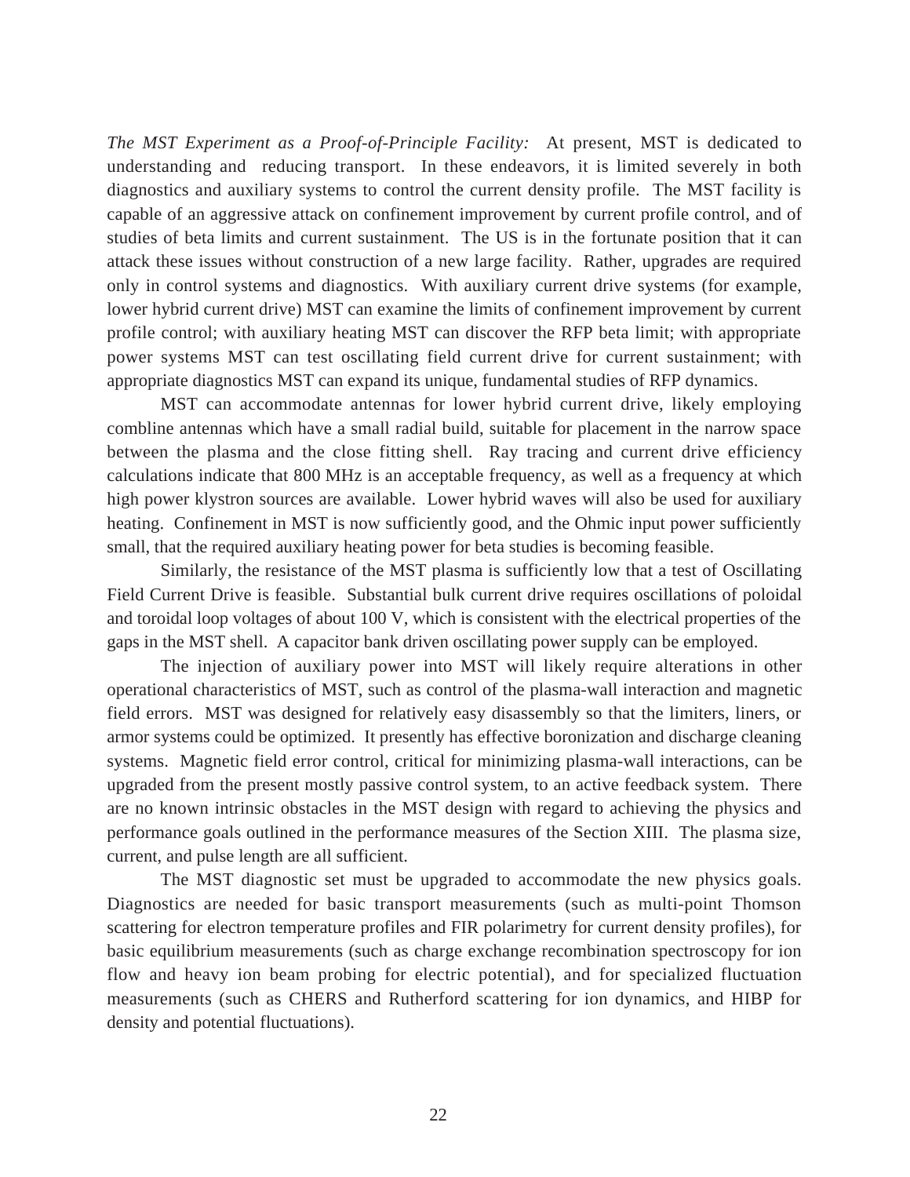*The MST Experiment as a Proof-of-Principle Facility:* At present, MST is dedicated to understanding and reducing transport. In these endeavors, it is limited severely in both diagnostics and auxiliary systems to control the current density profile. The MST facility is capable of an aggressive attack on confinement improvement by current profile control, and of studies of beta limits and current sustainment. The US is in the fortunate position that it can attack these issues without construction of a new large facility. Rather, upgrades are required only in control systems and diagnostics. With auxiliary current drive systems (for example, lower hybrid current drive) MST can examine the limits of confinement improvement by current profile control; with auxiliary heating MST can discover the RFP beta limit; with appropriate power systems MST can test oscillating field current drive for current sustainment; with appropriate diagnostics MST can expand its unique, fundamental studies of RFP dynamics.

MST can accommodate antennas for lower hybrid current drive, likely employing combline antennas which have a small radial build, suitable for placement in the narrow space between the plasma and the close fitting shell. Ray tracing and current drive efficiency calculations indicate that 800 MHz is an acceptable frequency, as well as a frequency at which high power klystron sources are available. Lower hybrid waves will also be used for auxiliary heating. Confinement in MST is now sufficiently good, and the Ohmic input power sufficiently small, that the required auxiliary heating power for beta studies is becoming feasible.

Similarly, the resistance of the MST plasma is sufficiently low that a test of Oscillating Field Current Drive is feasible. Substantial bulk current drive requires oscillations of poloidal and toroidal loop voltages of about 100 V, which is consistent with the electrical properties of the gaps in the MST shell. A capacitor bank driven oscillating power supply can be employed.

The injection of auxiliary power into MST will likely require alterations in other operational characteristics of MST, such as control of the plasma-wall interaction and magnetic field errors. MST was designed for relatively easy disassembly so that the limiters, liners, or armor systems could be optimized. It presently has effective boronization and discharge cleaning systems. Magnetic field error control, critical for minimizing plasma-wall interactions, can be upgraded from the present mostly passive control system, to an active feedback system. There are no known intrinsic obstacles in the MST design with regard to achieving the physics and performance goals outlined in the performance measures of the Section XIII. The plasma size, current, and pulse length are all sufficient.

The MST diagnostic set must be upgraded to accommodate the new physics goals. Diagnostics are needed for basic transport measurements (such as multi-point Thomson scattering for electron temperature profiles and FIR polarimetry for current density profiles), for basic equilibrium measurements (such as charge exchange recombination spectroscopy for ion flow and heavy ion beam probing for electric potential), and for specialized fluctuation measurements (such as CHERS and Rutherford scattering for ion dynamics, and HIBP for density and potential fluctuations).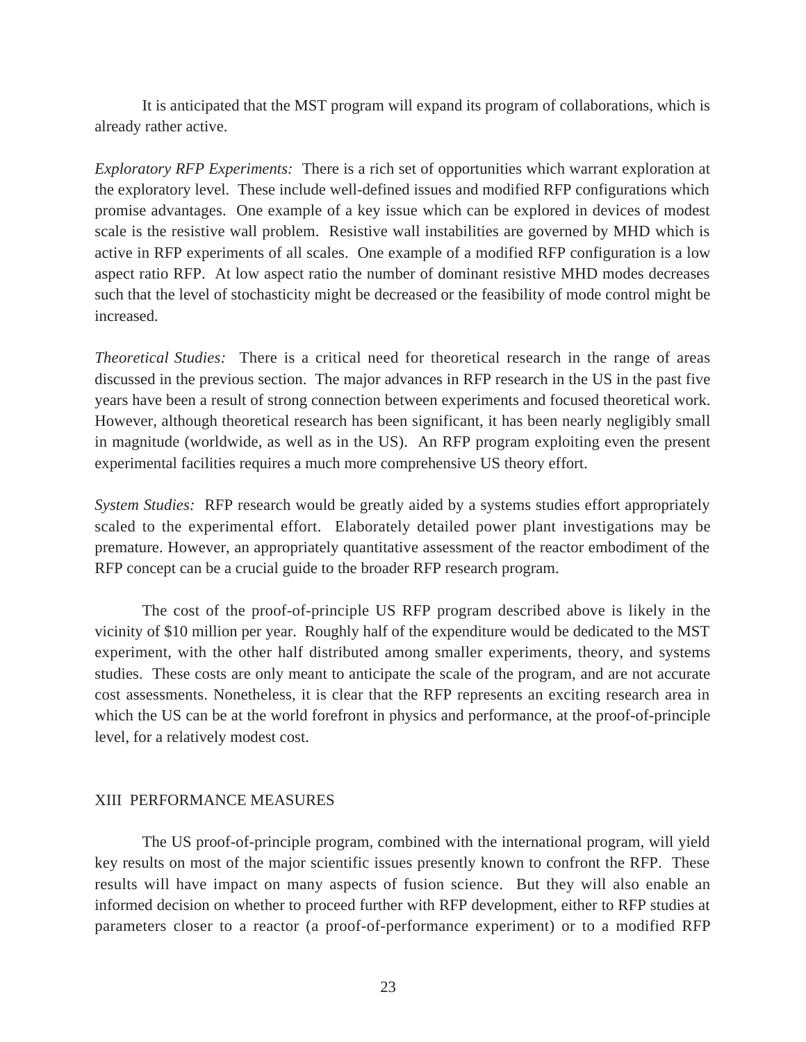It is anticipated that the MST program will expand its program of collaborations, which is already rather active.

*Exploratory RFP Experiments:* There is a rich set of opportunities which warrant exploration at the exploratory level. These include well-defined issues and modified RFP configurations which promise advantages. One example of a key issue which can be explored in devices of modest scale is the resistive wall problem. Resistive wall instabilities are governed by MHD which is active in RFP experiments of all scales. One example of a modified RFP configuration is a low aspect ratio RFP. At low aspect ratio the number of dominant resistive MHD modes decreases such that the level of stochasticity might be decreased or the feasibility of mode control might be increased.

*Theoretical Studies:* There is a critical need for theoretical research in the range of areas discussed in the previous section. The major advances in RFP research in the US in the past five years have been a result of strong connection between experiments and focused theoretical work. However, although theoretical research has been significant, it has been nearly negligibly small in magnitude (worldwide, as well as in the US). An RFP program exploiting even the present experimental facilities requires a much more comprehensive US theory effort.

*System Studies:* RFP research would be greatly aided by a systems studies effort appropriately scaled to the experimental effort. Elaborately detailed power plant investigations may be premature. However, an appropriately quantitative assessment of the reactor embodiment of the RFP concept can be a crucial guide to the broader RFP research program.

The cost of the proof-of-principle US RFP program described above is likely in the vicinity of \$10 million per year. Roughly half of the expenditure would be dedicated to the MST experiment, with the other half distributed among smaller experiments, theory, and systems studies. These costs are only meant to anticipate the scale of the program, and are not accurate cost assessments. Nonetheless, it is clear that the RFP represents an exciting research area in which the US can be at the world forefront in physics and performance, at the proof-of-principle level, for a relatively modest cost.

## XIII PERFORMANCE MEASURES

The US proof-of-principle program, combined with the international program, will yield key results on most of the major scientific issues presently known to confront the RFP. These results will have impact on many aspects of fusion science. But they will also enable an informed decision on whether to proceed further with RFP development, either to RFP studies at parameters closer to a reactor (a proof-of-performance experiment) or to a modified RFP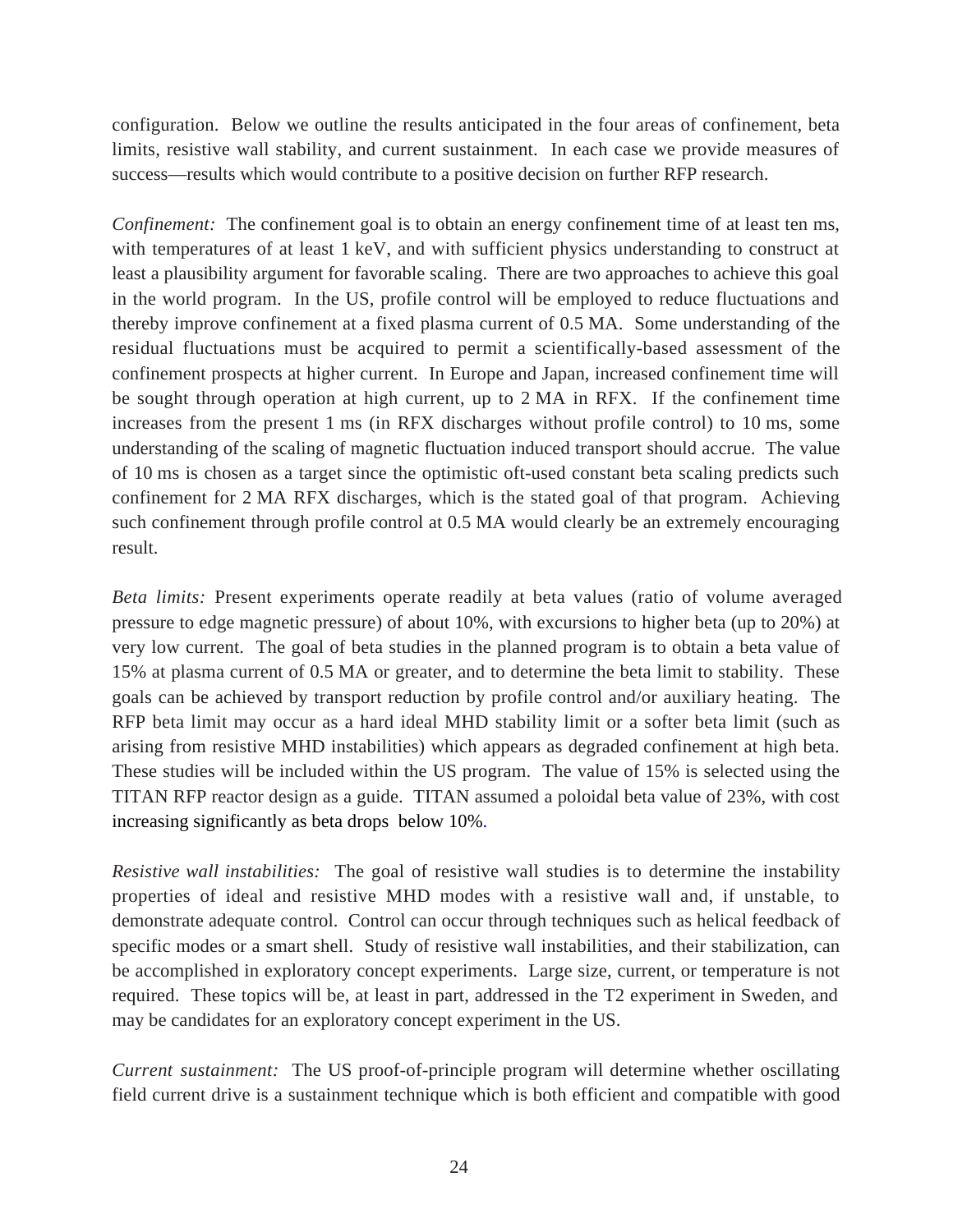configuration. Below we outline the results anticipated in the four areas of confinement, beta limits, resistive wall stability, and current sustainment. In each case we provide measures of success—results which would contribute to a positive decision on further RFP research.

*Confinement:* The confinement goal is to obtain an energy confinement time of at least ten ms, with temperatures of at least 1 keV, and with sufficient physics understanding to construct at least a plausibility argument for favorable scaling. There are two approaches to achieve this goal in the world program. In the US, profile control will be employed to reduce fluctuations and thereby improve confinement at a fixed plasma current of 0.5 MA. Some understanding of the residual fluctuations must be acquired to permit a scientifically-based assessment of the confinement prospects at higher current. In Europe and Japan, increased confinement time will be sought through operation at high current, up to 2 MA in RFX. If the confinement time increases from the present 1 ms (in RFX discharges without profile control) to 10 ms, some understanding of the scaling of magnetic fluctuation induced transport should accrue. The value of 10 ms is chosen as a target since the optimistic oft-used constant beta scaling predicts such confinement for 2 MA RFX discharges, which is the stated goal of that program. Achieving such confinement through profile control at 0.5 MA would clearly be an extremely encouraging result.

*Beta limits:* Present experiments operate readily at beta values (ratio of volume averaged pressure to edge magnetic pressure) of about 10%, with excursions to higher beta (up to 20%) at very low current. The goal of beta studies in the planned program is to obtain a beta value of 15% at plasma current of 0.5 MA or greater, and to determine the beta limit to stability. These goals can be achieved by transport reduction by profile control and/or auxiliary heating. The RFP beta limit may occur as a hard ideal MHD stability limit or a softer beta limit (such as arising from resistive MHD instabilities) which appears as degraded confinement at high beta. These studies will be included within the US program. The value of 15% is selected using the TITAN RFP reactor design as a guide. TITAN assumed a poloidal beta value of 23%, with cost increasing significantly as beta drops below 10%.

*Resistive wall instabilities:* The goal of resistive wall studies is to determine the instability properties of ideal and resistive MHD modes with a resistive wall and, if unstable, to demonstrate adequate control. Control can occur through techniques such as helical feedback of specific modes or a smart shell. Study of resistive wall instabilities, and their stabilization, can be accomplished in exploratory concept experiments. Large size, current, or temperature is not required. These topics will be, at least in part, addressed in the T2 experiment in Sweden, and may be candidates for an exploratory concept experiment in the US.

*Current sustainment:* The US proof-of-principle program will determine whether oscillating field current drive is a sustainment technique which is both efficient and compatible with good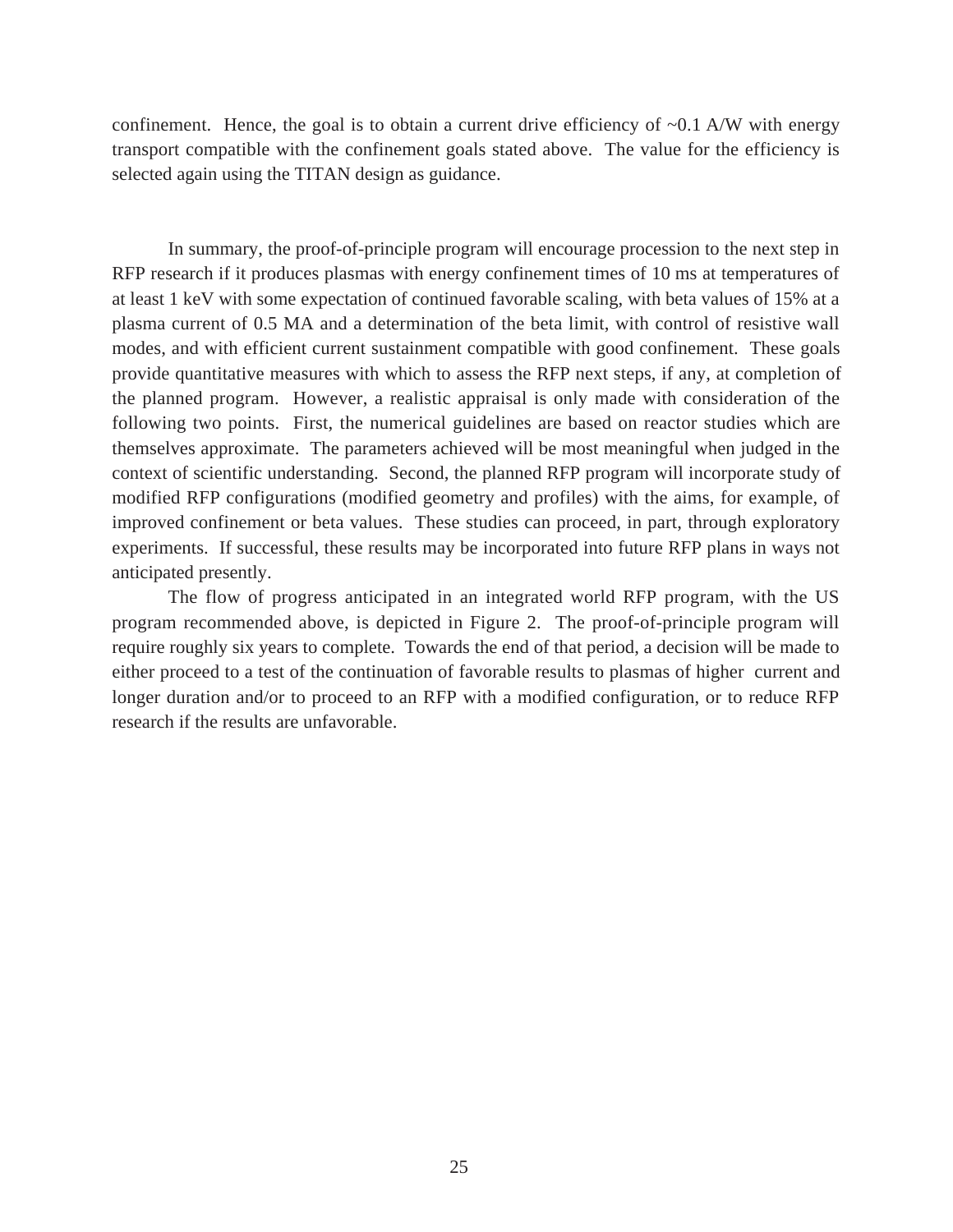confinement. Hence, the goal is to obtain a current drive efficiency of ~0.1 A/W with energy transport compatible with the confinement goals stated above. The value for the efficiency is selected again using the TITAN design as guidance.

In summary, the proof-of-principle program will encourage procession to the next step in RFP research if it produces plasmas with energy confinement times of 10 ms at temperatures of at least 1 keV with some expectation of continued favorable scaling, with beta values of 15% at a plasma current of 0.5 MA and a determination of the beta limit, with control of resistive wall modes, and with efficient current sustainment compatible with good confinement. These goals provide quantitative measures with which to assess the RFP next steps, if any, at completion of the planned program. However, a realistic appraisal is only made with consideration of the following two points. First, the numerical guidelines are based on reactor studies which are themselves approximate. The parameters achieved will be most meaningful when judged in the context of scientific understanding. Second, the planned RFP program will incorporate study of modified RFP configurations (modified geometry and profiles) with the aims, for example, of improved confinement or beta values. These studies can proceed, in part, through exploratory experiments. If successful, these results may be incorporated into future RFP plans in ways not anticipated presently.

The flow of progress anticipated in an integrated world RFP program, with the US program recommended above, is depicted in Figure 2. The proof-of-principle program will require roughly six years to complete. Towards the end of that period, a decision will be made to either proceed to a test of the continuation of favorable results to plasmas of higher current and longer duration and/or to proceed to an RFP with a modified configuration, or to reduce RFP research if the results are unfavorable.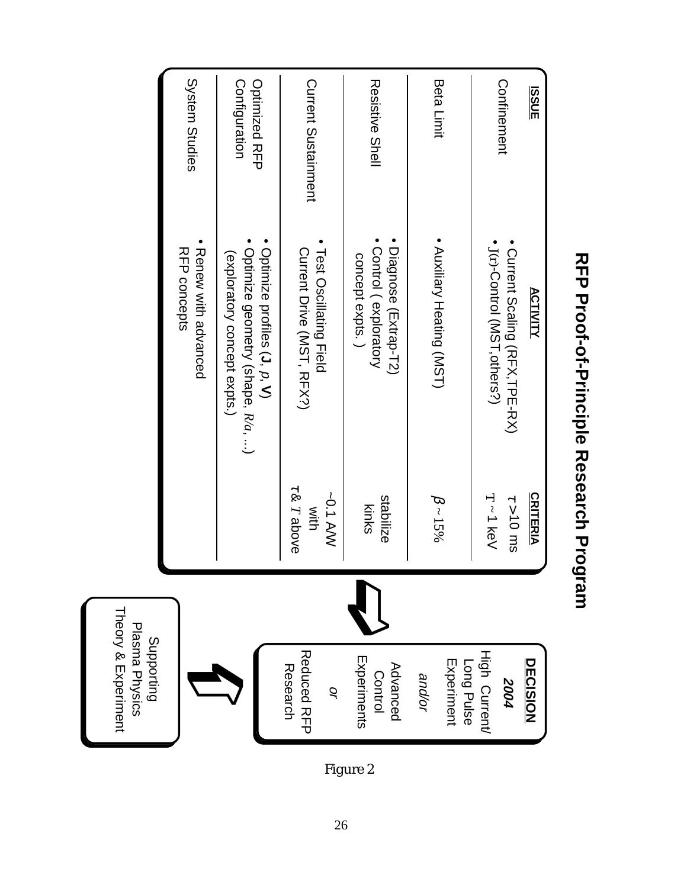# RFP Proof-of-Principle Research Program

| ISSUE | ACTIVITY | CRITERIA |
|---|---|---|
| Confinement | • Current Scaling (RFX,TPE-RX)<br>• J(r)-Control (MST,others?) | $\tau$ >10 ms<br>T ~ 1 keV |
| Beta Limit | • Auxiliary Heating (MST) | $\beta$ ~ 15% |
| Resistive Shell | • Diagnose (Extrap-T2)<br>• Control ( exploratory concept expts. ) | stabilize kinks |
| Current Sustainment | • Test Oscillating Field Current Drive (MST, RFX?) | ~0.1 A/W with $\tau$ & $T$ above |
| Optimized RFP Configuration | • Optimize profiles (**J**, $p$, **V**)<br>• Optimize geometry (shape, $R/a$, ...) (exploratory concept expts.) | |
| System Studies | • Renew with advanced RFP concepts | |

**DECISION**
***2004***

High Current/ Long Pulse Experiment

*and/or*

Advanced Control Experiments

*or*

Reduced RFP Research

Supporting Plasma Physics Theory & Experiment

Figure 2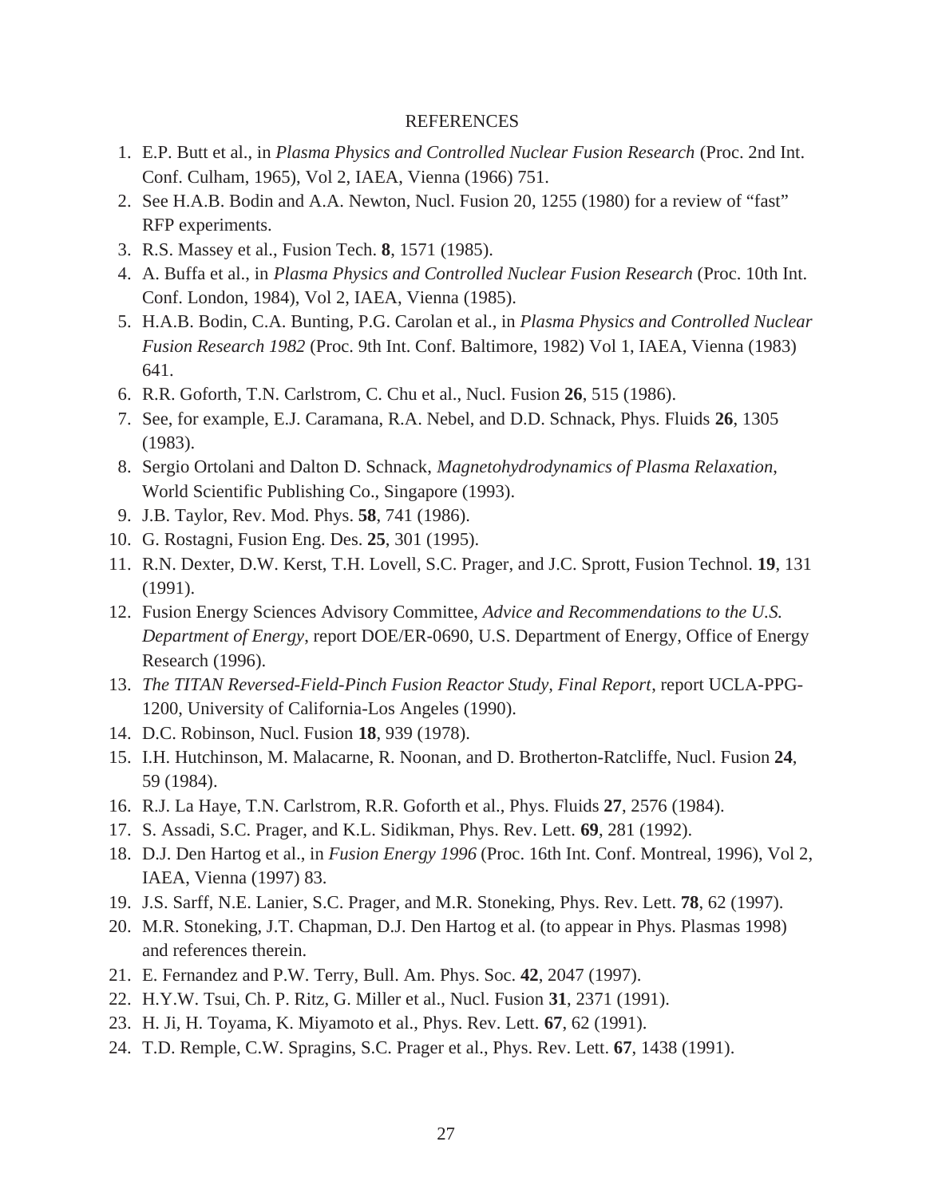# REFERENCES

1. E.P. Butt et al., in *Plasma Physics and Controlled Nuclear Fusion Research* (Proc. 2nd Int. Conf. Culham, 1965), Vol 2, IAEA, Vienna (1966) 751.
2. See H.A.B. Bodin and A.A. Newton, Nucl. Fusion 20, 1255 (1980) for a review of “fast” RFP experiments.
3. R.S. Massey et al., Fusion Tech. **8**, 1571 (1985).
4. A. Buffa et al., in *Plasma Physics and Controlled Nuclear Fusion Research* (Proc. 10th Int. Conf. London, 1984), Vol 2, IAEA, Vienna (1985).
5. H.A.B. Bodin, C.A. Bunting, P.G. Carolan et al., in *Plasma Physics and Controlled Nuclear Fusion Research 1982* (Proc. 9th Int. Conf. Baltimore, 1982) Vol 1, IAEA, Vienna (1983) 641.
6. R.R. Goforth, T.N. Carlstrom, C. Chu et al., Nucl. Fusion **26**, 515 (1986).
7. See, for example, E.J. Caramana, R.A. Nebel, and D.D. Schnack, Phys. Fluids **26**, 1305 (1983).
8. Sergio Ortolani and Dalton D. Schnack, *Magnetohydrodynamics of Plasma Relaxation*, World Scientific Publishing Co., Singapore (1993).
9. J.B. Taylor, Rev. Mod. Phys. **58**, 741 (1986).
10. G. Rostagni, Fusion Eng. Des. **25**, 301 (1995).
11. R.N. Dexter, D.W. Kerst, T.H. Lovell, S.C. Prager, and J.C. Sprott, Fusion Technol. **19**, 131 (1991).
12. Fusion Energy Sciences Advisory Committee, *Advice and Recommendations to the U.S. Department of Energy*, report DOE/ER-0690, U.S. Department of Energy, Office of Energy Research (1996).
13. *The TITAN Reversed-Field-Pinch Fusion Reactor Study, Final Report*, report UCLA-PPG-1200, University of California-Los Angeles (1990).
14. D.C. Robinson, Nucl. Fusion **18**, 939 (1978).
15. I.H. Hutchinson, M. Malacarne, R. Noonan, and D. Brotherton-Ratcliffe, Nucl. Fusion **24**, 59 (1984).
16. R.J. La Haye, T.N. Carlstrom, R.R. Goforth et al., Phys. Fluids **27**, 2576 (1984).
17. S. Assadi, S.C. Prager, and K.L. Sidikman, Phys. Rev. Lett. **69**, 281 (1992).
18. D.J. Den Hartog et al., in *Fusion Energy 1996* (Proc. 16th Int. Conf. Montreal, 1996), Vol 2, IAEA, Vienna (1997) 83.
19. J.S. Sarff, N.E. Lanier, S.C. Prager, and M.R. Stoneking, Phys. Rev. Lett. **78**, 62 (1997).
20. M.R. Stoneking, J.T. Chapman, D.J. Den Hartog et al. (to appear in Phys. Plasmas 1998) and references therein.
21. E. Fernandez and P.W. Terry, Bull. Am. Phys. Soc. **42**, 2047 (1997).
22. H.Y.W. Tsui, Ch. P. Ritz, G. Miller et al., Nucl. Fusion **31**, 2371 (1991).
23. H. Ji, H. Toyama, K. Miyamoto et al., Phys. Rev. Lett. **67**, 62 (1991).
24. T.D. Remple, C.W. Spragins, S.C. Prager et al., Phys. Rev. Lett. **67**, 1438 (1991).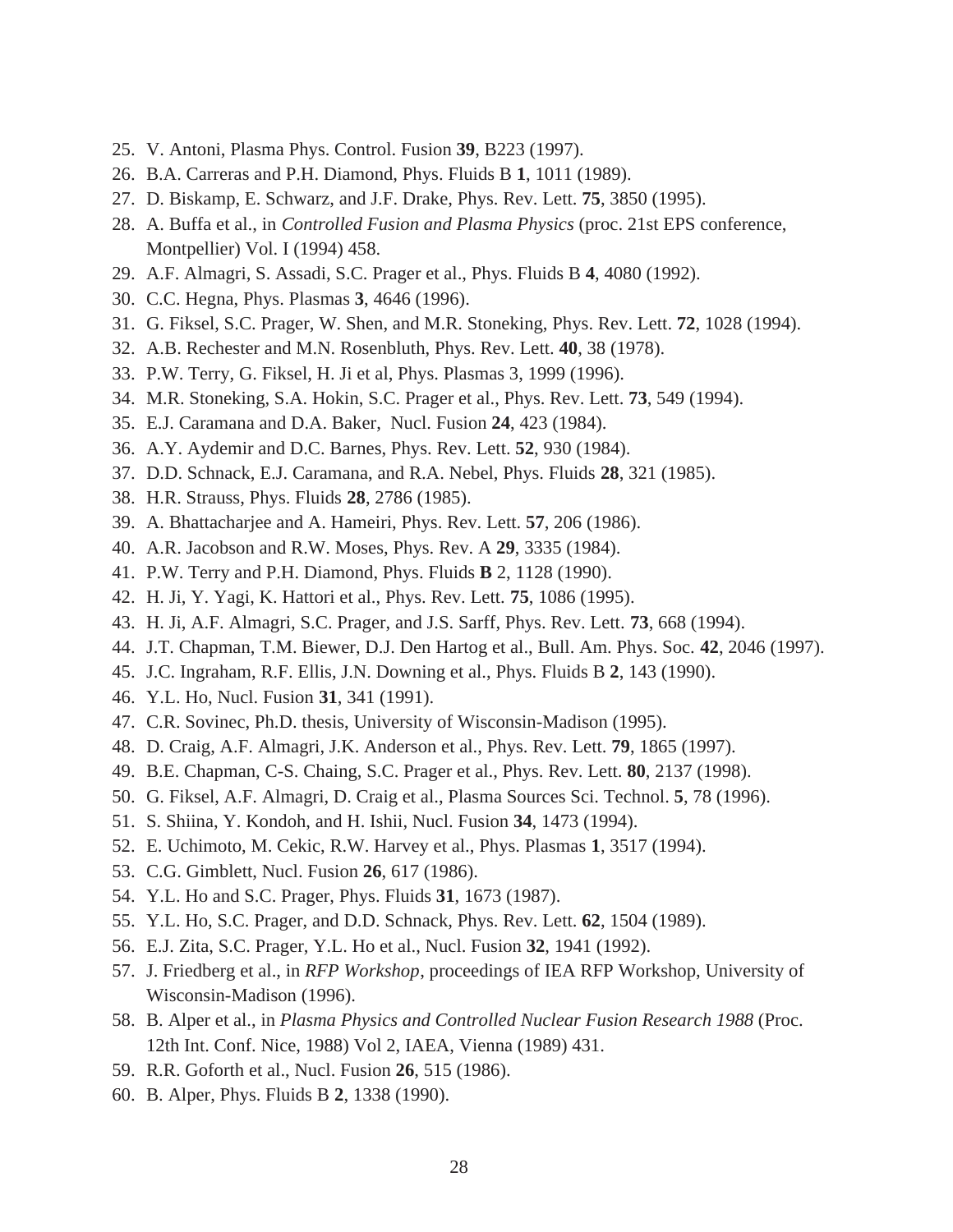25. V. Antoni, Plasma Phys. Control. Fusion **39**, B223 (1997).
26. B.A. Carreras and P.H. Diamond, Phys. Fluids B **1**, 1011 (1989).
27. D. Biskamp, E. Schwarz, and J.F. Drake, Phys. Rev. Lett. **75**, 3850 (1995).
28. A. Buffa et al., in *Controlled Fusion and Plasma Physics* (proc. 21st EPS conference, Montpellier) Vol. I (1994) 458.
29. A.F. Almagri, S. Assadi, S.C. Prager et al., Phys. Fluids B **4**, 4080 (1992).
30. C.C. Hegna, Phys. Plasmas **3**, 4646 (1996).
31. G. Fiksel, S.C. Prager, W. Shen, and M.R. Stoneking, Phys. Rev. Lett. **72**, 1028 (1994).
32. A.B. Rechester and M.N. Rosenbluth, Phys. Rev. Lett. **40**, 38 (1978).
33. P.W. Terry, G. Fiksel, H. Ji et al, Phys. Plasmas 3, 1999 (1996).
34. M.R. Stoneking, S.A. Hokin, S.C. Prager et al., Phys. Rev. Lett. **73**, 549 (1994).
35. E.J. Caramana and D.A. Baker, Nucl. Fusion **24**, 423 (1984).
36. A.Y. Aydemir and D.C. Barnes, Phys. Rev. Lett. **52**, 930 (1984).
37. D.D. Schnack, E.J. Caramana, and R.A. Nebel, Phys. Fluids **28**, 321 (1985).
38. H.R. Strauss, Phys. Fluids **28**, 2786 (1985).
39. A. Bhattacharjee and A. Hameiri, Phys. Rev. Lett. **57**, 206 (1986).
40. A.R. Jacobson and R.W. Moses, Phys. Rev. A **29**, 3335 (1984).
41. P.W. Terry and P.H. Diamond, Phys. Fluids **B** 2, 1128 (1990).
42. H. Ji, Y. Yagi, K. Hattori et al., Phys. Rev. Lett. **75**, 1086 (1995).
43. H. Ji, A.F. Almagri, S.C. Prager, and J.S. Sarff, Phys. Rev. Lett. **73**, 668 (1994).
44. J.T. Chapman, T.M. Biewer, D.J. Den Hartog et al., Bull. Am. Phys. Soc. **42**, 2046 (1997).
45. J.C. Ingraham, R.F. Ellis, J.N. Downing et al., Phys. Fluids B **2**, 143 (1990).
46. Y.L. Ho, Nucl. Fusion **31**, 341 (1991).
47. C.R. Sovinec, Ph.D. thesis, University of Wisconsin-Madison (1995).
48. D. Craig, A.F. Almagri, J.K. Anderson et al., Phys. Rev. Lett. **79**, 1865 (1997).
49. B.E. Chapman, C-S. Chaing, S.C. Prager et al., Phys. Rev. Lett. **80**, 2137 (1998).
50. G. Fiksel, A.F. Almagri, D. Craig et al., Plasma Sources Sci. Technol. **5**, 78 (1996).
51. S. Shiina, Y. Kondoh, and H. Ishii, Nucl. Fusion **34**, 1473 (1994).
52. E. Uchimoto, M. Cekic, R.W. Harvey et al., Phys. Plasmas **1**, 3517 (1994).
53. C.G. Gimblett, Nucl. Fusion **26**, 617 (1986).
54. Y.L. Ho and S.C. Prager, Phys. Fluids **31**, 1673 (1987).
55. Y.L. Ho, S.C. Prager, and D.D. Schnack, Phys. Rev. Lett. **62**, 1504 (1989).
56. E.J. Zita, S.C. Prager, Y.L. Ho et al., Nucl. Fusion **32**, 1941 (1992).
57. J. Friedberg et al., in *RFP Workshop*, proceedings of IEA RFP Workshop, University of Wisconsin-Madison (1996).
58. B. Alper et al., in *Plasma Physics and Controlled Nuclear Fusion Research 1988* (Proc. 12th Int. Conf. Nice, 1988) Vol 2, IAEA, Vienna (1989) 431.
59. R.R. Goforth et al., Nucl. Fusion **26**, 515 (1986).
60. B. Alper, Phys. Fluids B **2**, 1338 (1990).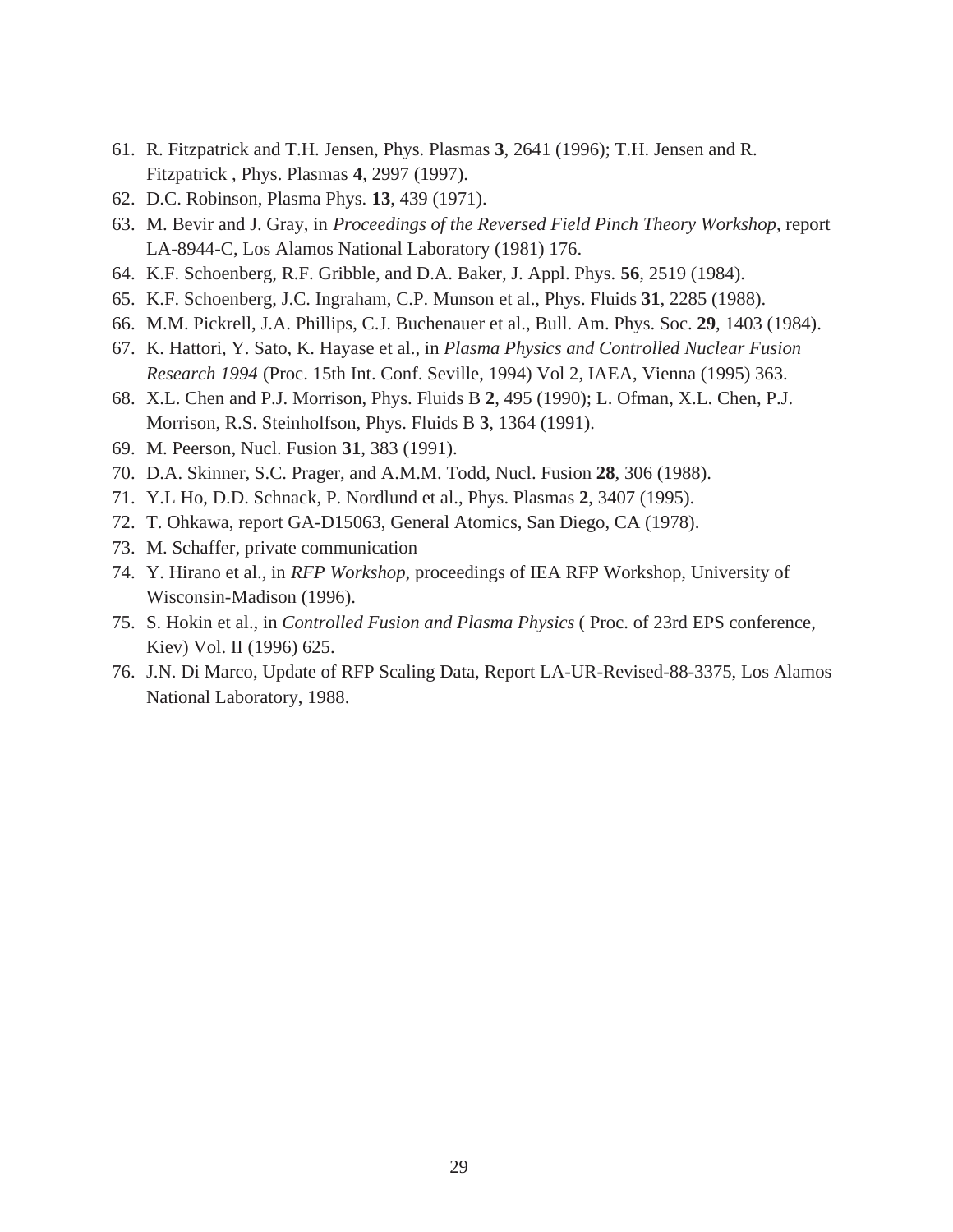61. R. Fitzpatrick and T.H. Jensen, Phys. Plasmas **3**, 2641 (1996); T.H. Jensen and R. Fitzpatrick , Phys. Plasmas **4**, 2997 (1997).
62. D.C. Robinson, Plasma Phys. **13**, 439 (1971).
63. M. Bevir and J. Gray, in *Proceedings of the Reversed Field Pinch Theory Workshop*, report LA-8944-C, Los Alamos National Laboratory (1981) 176.
64. K.F. Schoenberg, R.F. Gribble, and D.A. Baker, J. Appl. Phys. **56**, 2519 (1984).
65. K.F. Schoenberg, J.C. Ingraham, C.P. Munson et al., Phys. Fluids **31**, 2285 (1988).
66. M.M. Pickrell, J.A. Phillips, C.J. Buchenauer et al., Bull. Am. Phys. Soc. **29**, 1403 (1984).
67. K. Hattori, Y. Sato, K. Hayase et al., in *Plasma Physics and Controlled Nuclear Fusion Research 1994* (Proc. 15th Int. Conf. Seville, 1994) Vol 2, IAEA, Vienna (1995) 363.
68. X.L. Chen and P.J. Morrison, Phys. Fluids B **2**, 495 (1990); L. Ofman, X.L. Chen, P.J. Morrison, R.S. Steinholfson, Phys. Fluids B **3**, 1364 (1991).
69. M. Peerson, Nucl. Fusion **31**, 383 (1991).
70. D.A. Skinner, S.C. Prager, and A.M.M. Todd, Nucl. Fusion **28**, 306 (1988).
71. Y.L Ho, D.D. Schnack, P. Nordlund et al., Phys. Plasmas **2**, 3407 (1995).
72. T. Ohkawa, report GA-D15063, General Atomics, San Diego, CA (1978).
73. M. Schaffer, private communication
74. Y. Hirano et al., in *RFP Workshop*, proceedings of IEA RFP Workshop, University of Wisconsin-Madison (1996).
75. S. Hokin et al., in *Controlled Fusion and Plasma Physics* ( Proc. of 23rd EPS conference, Kiev) Vol. II (1996) 625.
76. J.N. Di Marco, Update of RFP Scaling Data, Report LA-UR-Revised-88-3375, Los Alamos National Laboratory, 1988.